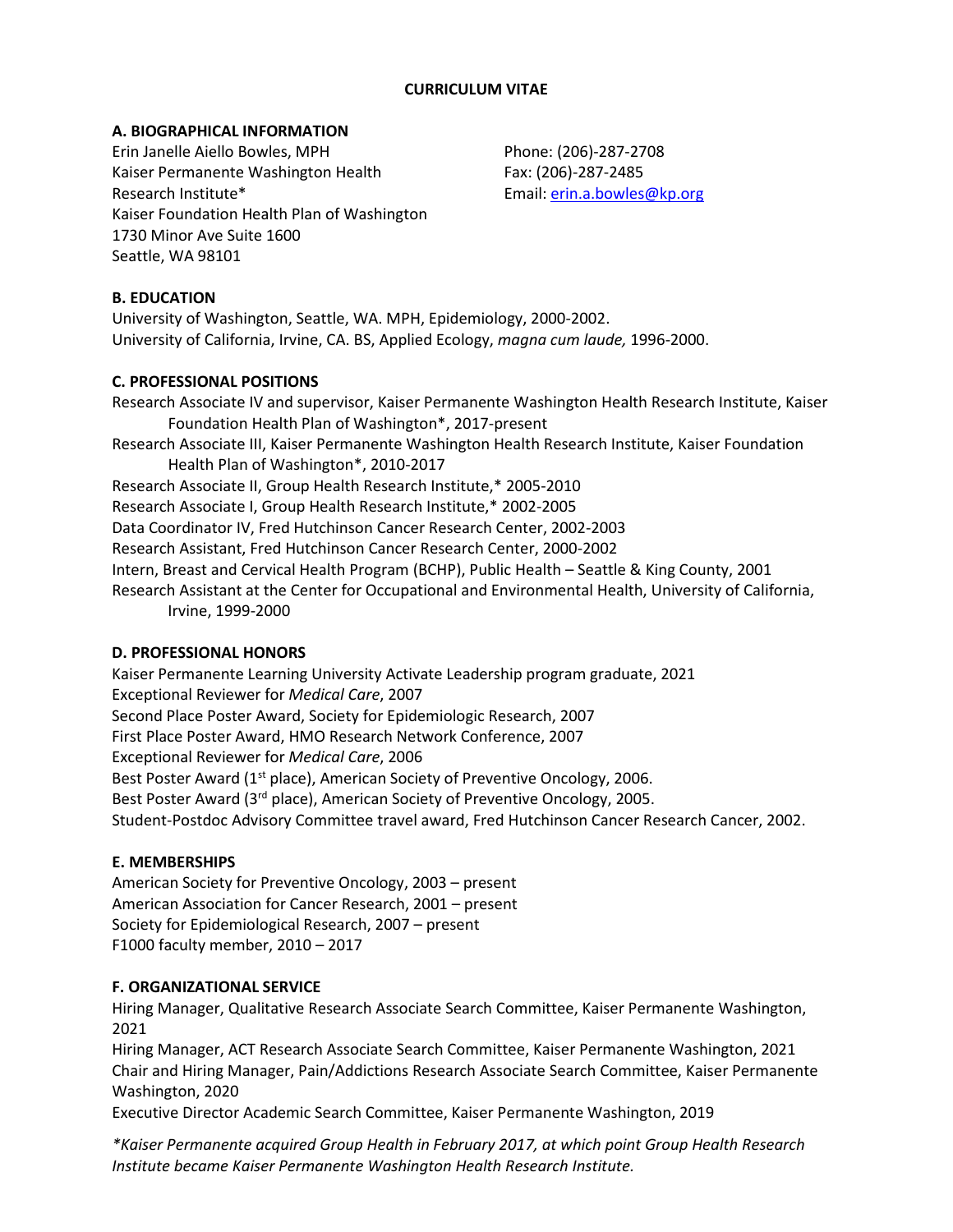**CURRICULUM VITAE**

## A. BIOGRAPHICAL INFORMATION

Erin Janelle Aiello Bowles, MPH
Kaiser Permanente Washington Health Research Institute*
Kaiser Foundation Health Plan of Washington
1730 Minor Ave Suite 1600
Seattle, WA 98101

Phone: (206)-287-2708
Fax: (206)-287-2485
Email: erin.a.bowles@kp.org

## B. EDUCATION

University of Washington, Seattle, WA. MPH, Epidemiology, 2000-2002.
University of California, Irvine, CA. BS, Applied Ecology, *magna cum laude,* 1996-2000.

## C. PROFESSIONAL POSITIONS

Research Associate IV and supervisor, Kaiser Permanente Washington Health Research Institute, Kaiser Foundation Health Plan of Washington*, 2017-present
Research Associate III, Kaiser Permanente Washington Health Research Institute, Kaiser Foundation Health Plan of Washington*, 2010-2017
Research Associate II, Group Health Research Institute,* 2005-2010
Research Associate I, Group Health Research Institute,* 2002-2005
Data Coordinator IV, Fred Hutchinson Cancer Research Center, 2002-2003
Research Assistant, Fred Hutchinson Cancer Research Center, 2000-2002
Intern, Breast and Cervical Health Program (BCHP), Public Health – Seattle & King County, 2001
Research Assistant at the Center for Occupational and Environmental Health, University of California, Irvine, 1999-2000

## D. PROFESSIONAL HONORS

Kaiser Permanente Learning University Activate Leadership program graduate, 2021
Exceptional Reviewer for *Medical Care*, 2007
Second Place Poster Award, Society for Epidemiologic Research, 2007
First Place Poster Award, HMO Research Network Conference, 2007
Exceptional Reviewer for *Medical Care*, 2006
Best Poster Award (1st place), American Society of Preventive Oncology, 2006.
Best Poster Award (3rd place), American Society of Preventive Oncology, 2005.
Student-Postdoc Advisory Committee travel award, Fred Hutchinson Cancer Research Cancer, 2002.

## E. MEMBERSHIPS

American Society for Preventive Oncology, 2003 – present
American Association for Cancer Research, 2001 – present
Society for Epidemiological Research, 2007 – present
F1000 faculty member, 2010 – 2017

## F. ORGANIZATIONAL SERVICE

Hiring Manager, Qualitative Research Associate Search Committee, Kaiser Permanente Washington, 2021
Hiring Manager, ACT Research Associate Search Committee, Kaiser Permanente Washington, 2021
Chair and Hiring Manager, Pain/Addictions Research Associate Search Committee, Kaiser Permanente Washington, 2020
Executive Director Academic Search Committee, Kaiser Permanente Washington, 2019

*\*Kaiser Permanente acquired Group Health in February 2017, at which point Group Health Research Institute became Kaiser Permanente Washington Health Research Institute.*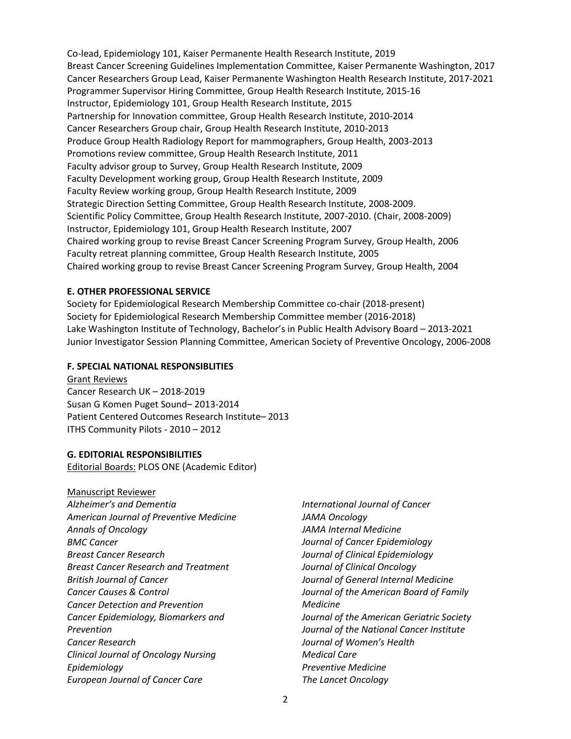Co-lead, Epidemiology 101, Kaiser Permanente Health Research Institute, 2019
Breast Cancer Screening Guidelines Implementation Committee, Kaiser Permanente Washington, 2017
Cancer Researchers Group Lead, Kaiser Permanente Washington Health Research Institute, 2017-2021
Programmer Supervisor Hiring Committee, Group Health Research Institute, 2015-16
Instructor, Epidemiology 101, Group Health Research Institute, 2015
Partnership for Innovation committee, Group Health Research Institute, 2010-2014
Cancer Researchers Group chair, Group Health Research Institute, 2010-2013
Produce Group Health Radiology Report for mammographers, Group Health, 2003-2013
Promotions review committee, Group Health Research Institute, 2011
Faculty advisor group to Survey, Group Health Research Institute, 2009
Faculty Development working group, Group Health Research Institute, 2009
Faculty Review working group, Group Health Research Institute, 2009
Strategic Direction Setting Committee, Group Health Research Institute, 2008-2009.
Scientific Policy Committee, Group Health Research Institute, 2007-2010. (Chair, 2008-2009)
Instructor, Epidemiology 101, Group Health Research Institute, 2007
Chaired working group to revise Breast Cancer Screening Program Survey, Group Health, 2006
Faculty retreat planning committee, Group Health Research Institute, 2005
Chaired working group to revise Breast Cancer Screening Program Survey, Group Health, 2004

**E. OTHER PROFESSIONAL SERVICE**

Society for Epidemiological Research Membership Committee co-chair (2018-present)
Society for Epidemiological Research Membership Committee member (2016-2018)
Lake Washington Institute of Technology, Bachelor's in Public Health Advisory Board – 2013-2021
Junior Investigator Session Planning Committee, American Society of Preventive Oncology, 2006-2008

**F. SPECIAL NATIONAL RESPONSIBLITIES**

Grant Reviews
Cancer Research UK – 2018-2019
Susan G Komen Puget Sound– 2013-2014
Patient Centered Outcomes Research Institute– 2013
ITHS Community Pilots - 2010 – 2012

**G. EDITORIAL RESPONSIBILITIES**

Editorial Boards: PLOS ONE (Academic Editor)

Manuscript Reviewer
*Alzheimer's and Dementia*
*American Journal of Preventive Medicine*
*Annals of Oncology*
*BMC Cancer*
*Breast Cancer Research*
*Breast Cancer Research and Treatment*
*British Journal of Cancer*
*Cancer Causes & Control*
*Cancer Detection and Prevention*
*Cancer Epidemiology, Biomarkers and Prevention*
*Cancer Research*
*Clinical Journal of Oncology Nursing*
*Epidemiology*
*European Journal of Cancer Care*
*International Journal of Cancer*
*JAMA Oncology*
*JAMA Internal Medicine*
*Journal of Cancer Epidemiology*
*Journal of Clinical Epidemiology*
*Journal of Clinical Oncology*
*Journal of General Internal Medicine*
*Journal of the American Board of Family Medicine*
*Journal of the American Geriatric Society*
*Journal of the National Cancer Institute*
*Journal of Women's Health*
*Medical Care*
*Preventive Medicine*
*The Lancet Oncology*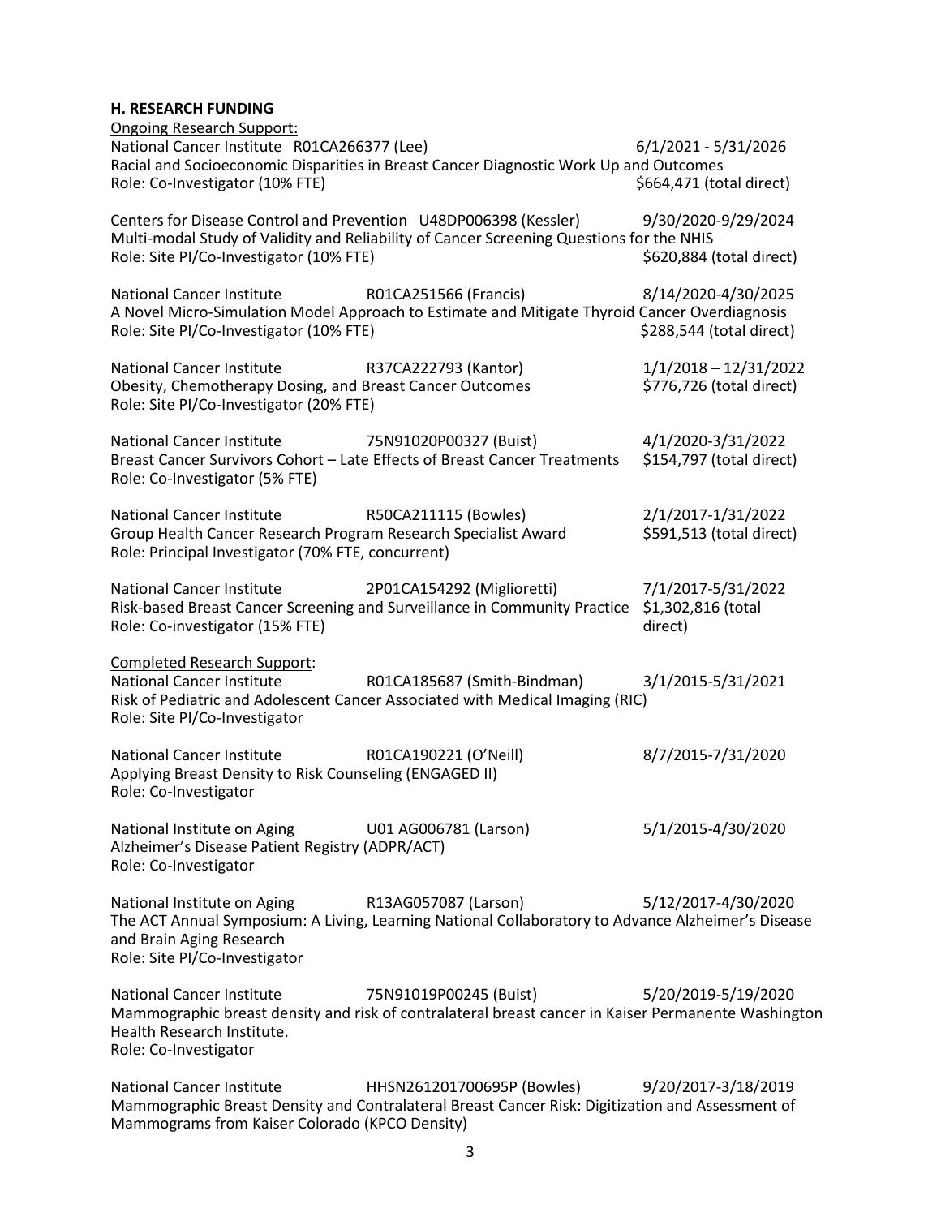**H. RESEARCH FUNDING**

<u>Ongoing Research Support:</u>

National Cancer Institute R01CA266377 (Lee) 6/1/2021 - 5/31/2026
Racial and Socioeconomic Disparities in Breast Cancer Diagnostic Work Up and Outcomes
Role: Co-Investigator (10% FTE) $664,471 (total direct)

Centers for Disease Control and Prevention U48DP006398 (Kessler) 9/30/2020-9/29/2024
Multi-modal Study of Validity and Reliability of Cancer Screening Questions for the NHIS
Role: Site PI/Co-Investigator (10% FTE) $620,884 (total direct)

National Cancer Institute R01CA251566 (Francis) 8/14/2020-4/30/2025
A Novel Micro-Simulation Model Approach to Estimate and Mitigate Thyroid Cancer Overdiagnosis
Role: Site PI/Co-Investigator (10% FTE) $288,544 (total direct)

National Cancer Institute R37CA222793 (Kantor) 1/1/2018 – 12/31/2022
Obesity, Chemotherapy Dosing, and Breast Cancer Outcomes $776,726 (total direct)
Role: Site PI/Co-Investigator (20% FTE)

National Cancer Institute 75N91020P00327 (Buist) 4/1/2020-3/31/2022
Breast Cancer Survivors Cohort – Late Effects of Breast Cancer Treatments $154,797 (total direct)
Role: Co-Investigator (5% FTE)

National Cancer Institute R50CA211115 (Bowles) 2/1/2017-1/31/2022
Group Health Cancer Research Program Research Specialist Award $591,513 (total direct)
Role: Principal Investigator (70% FTE, concurrent)

National Cancer Institute 2P01CA154292 (Miglioretti) 7/1/2017-5/31/2022
Risk-based Breast Cancer Screening and Surveillance in Community Practice $1,302,816 (total direct)
Role: Co-investigator (15% FTE)

<u>Completed Research Support</u>:

National Cancer Institute R01CA185687 (Smith-Bindman) 3/1/2015-5/31/2021
Risk of Pediatric and Adolescent Cancer Associated with Medical Imaging (RIC)
Role: Site PI/Co-Investigator

National Cancer Institute R01CA190221 (O'Neill) 8/7/2015-7/31/2020
Applying Breast Density to Risk Counseling (ENGAGED II)
Role: Co-Investigator

National Institute on Aging U01 AG006781 (Larson) 5/1/2015-4/30/2020
Alzheimer's Disease Patient Registry (ADPR/ACT)
Role: Co-Investigator

National Institute on Aging R13AG057087 (Larson) 5/12/2017-4/30/2020
The ACT Annual Symposium: A Living, Learning National Collaboratory to Advance Alzheimer's Disease and Brain Aging Research
Role: Site PI/Co-Investigator

National Cancer Institute 75N91019P00245 (Buist) 5/20/2019-5/19/2020
Mammographic breast density and risk of contralateral breast cancer in Kaiser Permanente Washington Health Research Institute.
Role: Co-Investigator

National Cancer Institute HHSN261201700695P (Bowles) 9/20/2017-3/18/2019
Mammographic Breast Density and Contralateral Breast Cancer Risk: Digitization and Assessment of Mammograms from Kaiser Colorado (KPCO Density)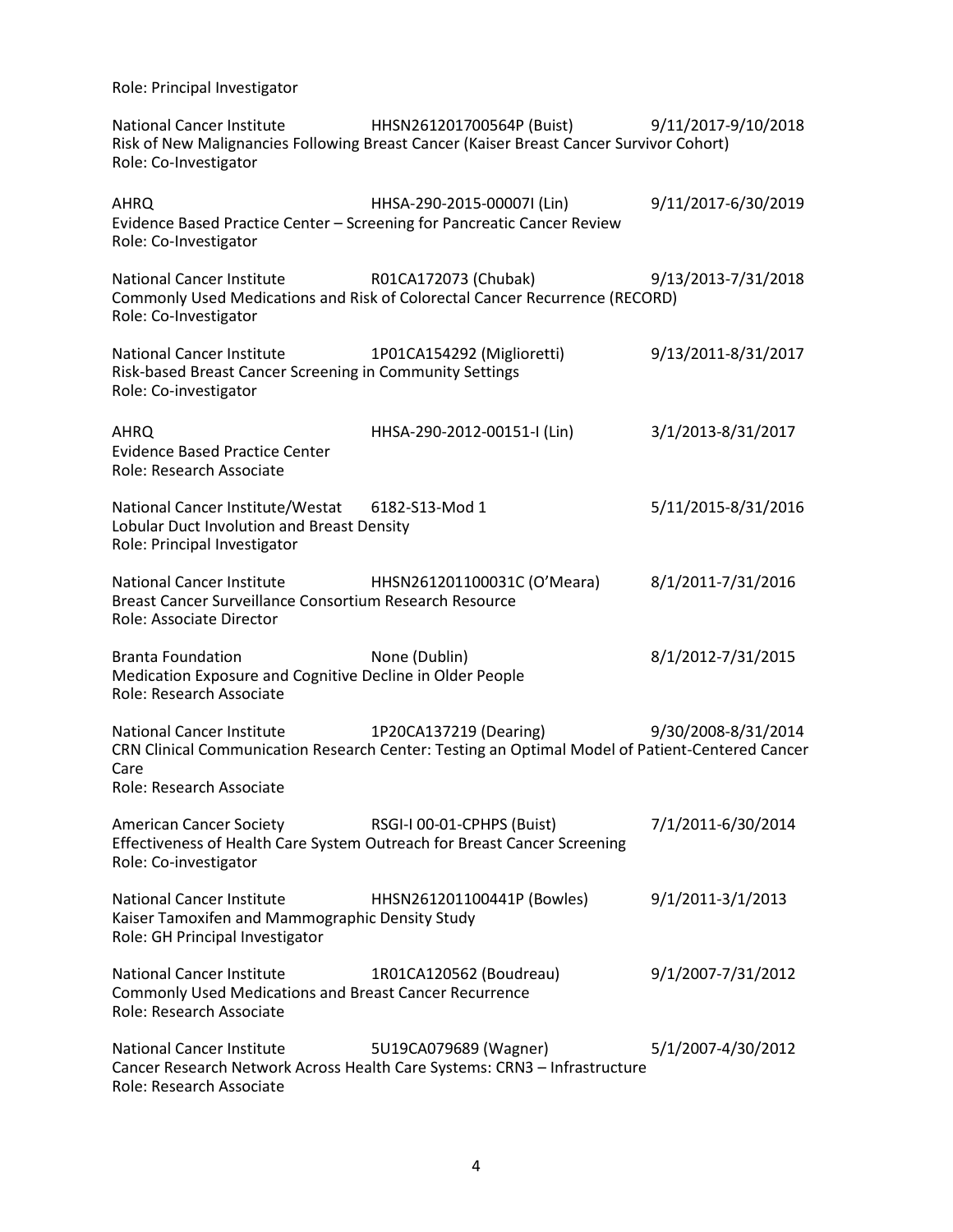Role: Principal Investigator

National Cancer Institute HHSN261201700564P (Buist) 9/11/2017-9/10/2018
Risk of New Malignancies Following Breast Cancer (Kaiser Breast Cancer Survivor Cohort)
Role: Co-Investigator

AHRQ HHSA-290-2015-00007I (Lin) 9/11/2017-6/30/2019
Evidence Based Practice Center – Screening for Pancreatic Cancer Review
Role: Co-Investigator

National Cancer Institute R01CA172073 (Chubak) 9/13/2013-7/31/2018
Commonly Used Medications and Risk of Colorectal Cancer Recurrence (RECORD)
Role: Co-Investigator

National Cancer Institute 1P01CA154292 (Miglioretti) 9/13/2011-8/31/2017
Risk-based Breast Cancer Screening in Community Settings
Role: Co-investigator

AHRQ HHSA-290-2012-00151-I (Lin) 3/1/2013-8/31/2017
Evidence Based Practice Center
Role: Research Associate

National Cancer Institute/Westat 6182-S13-Mod 1 5/11/2015-8/31/2016
Lobular Duct Involution and Breast Density
Role: Principal Investigator

National Cancer Institute HHSN261201100031C (O'Meara) 8/1/2011-7/31/2016
Breast Cancer Surveillance Consortium Research Resource
Role: Associate Director

Branta Foundation None (Dublin) 8/1/2012-7/31/2015
Medication Exposure and Cognitive Decline in Older People
Role: Research Associate

National Cancer Institute 1P20CA137219 (Dearing) 9/30/2008-8/31/2014
CRN Clinical Communication Research Center: Testing an Optimal Model of Patient-Centered Cancer Care
Role: Research Associate

American Cancer Society RSGI-I 00-01-CPHPS (Buist) 7/1/2011-6/30/2014
Effectiveness of Health Care System Outreach for Breast Cancer Screening
Role: Co-investigator

National Cancer Institute HHSN261201100441P (Bowles) 9/1/2011-3/1/2013
Kaiser Tamoxifen and Mammographic Density Study
Role: GH Principal Investigator

National Cancer Institute 1R01CA120562 (Boudreau) 9/1/2007-7/31/2012
Commonly Used Medications and Breast Cancer Recurrence
Role: Research Associate

National Cancer Institute 5U19CA079689 (Wagner) 5/1/2007-4/30/2012
Cancer Research Network Across Health Care Systems: CRN3 – Infrastructure
Role: Research Associate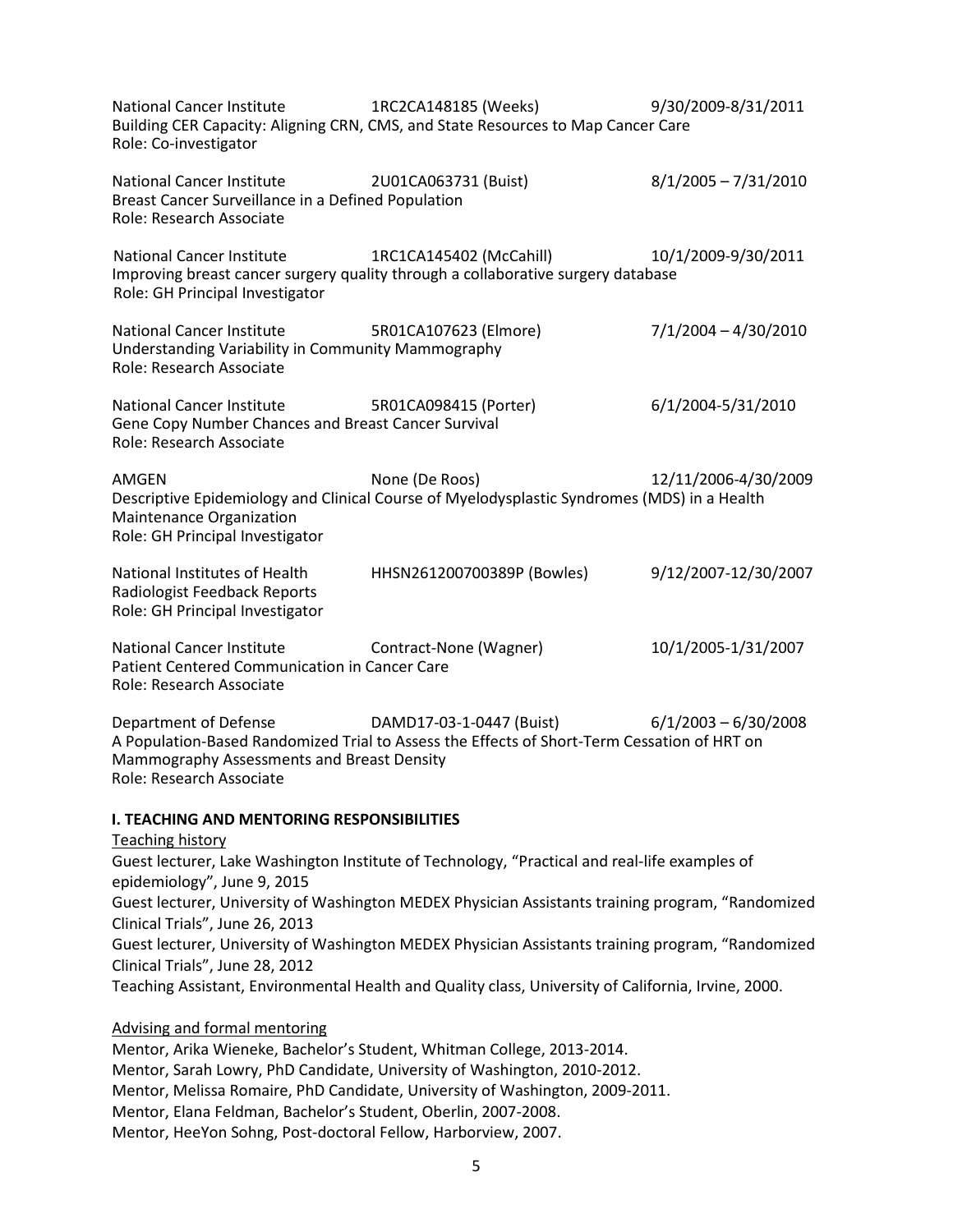National Cancer Institute 1RC2CA148185 (Weeks) 9/30/2009-8/31/2011
Building CER Capacity: Aligning CRN, CMS, and State Resources to Map Cancer Care
Role: Co-investigator

National Cancer Institute 2U01CA063731 (Buist) 8/1/2005 – 7/31/2010
Breast Cancer Surveillance in a Defined Population
Role: Research Associate

National Cancer Institute 1RC1CA145402 (McCahill) 10/1/2009-9/30/2011
Improving breast cancer surgery quality through a collaborative surgery database
Role: GH Principal Investigator

National Cancer Institute 5R01CA107623 (Elmore) 7/1/2004 – 4/30/2010
Understanding Variability in Community Mammography
Role: Research Associate

National Cancer Institute 5R01CA098415 (Porter) 6/1/2004-5/31/2010
Gene Copy Number Chances and Breast Cancer Survival
Role: Research Associate

AMGEN None (De Roos) 12/11/2006-4/30/2009
Descriptive Epidemiology and Clinical Course of Myelodysplastic Syndromes (MDS) in a Health Maintenance Organization
Role: GH Principal Investigator

National Institutes of Health HHSN261200700389P (Bowles) 9/12/2007-12/30/2007
Radiologist Feedback Reports
Role: GH Principal Investigator

National Cancer Institute Contract-None (Wagner) 10/1/2005-1/31/2007
Patient Centered Communication in Cancer Care
Role: Research Associate

Department of Defense DAMD17-03-1-0447 (Buist) 6/1/2003 – 6/30/2008
A Population-Based Randomized Trial to Assess the Effects of Short-Term Cessation of HRT on Mammography Assessments and Breast Density
Role: Research Associate

**I. TEACHING AND MENTORING RESPONSIBILITIES**

Teaching history

Guest lecturer, Lake Washington Institute of Technology, "Practical and real-life examples of epidemiology", June 9, 2015
Guest lecturer, University of Washington MEDEX Physician Assistants training program, "Randomized Clinical Trials", June 26, 2013
Guest lecturer, University of Washington MEDEX Physician Assistants training program, "Randomized Clinical Trials", June 28, 2012
Teaching Assistant, Environmental Health and Quality class, University of California, Irvine, 2000.

Advising and formal mentoring

Mentor, Arika Wieneke, Bachelor's Student, Whitman College, 2013-2014.
Mentor, Sarah Lowry, PhD Candidate, University of Washington, 2010-2012.
Mentor, Melissa Romaire, PhD Candidate, University of Washington, 2009-2011.
Mentor, Elana Feldman, Bachelor's Student, Oberlin, 2007-2008.
Mentor, HeeYon Sohng, Post-doctoral Fellow, Harborview, 2007.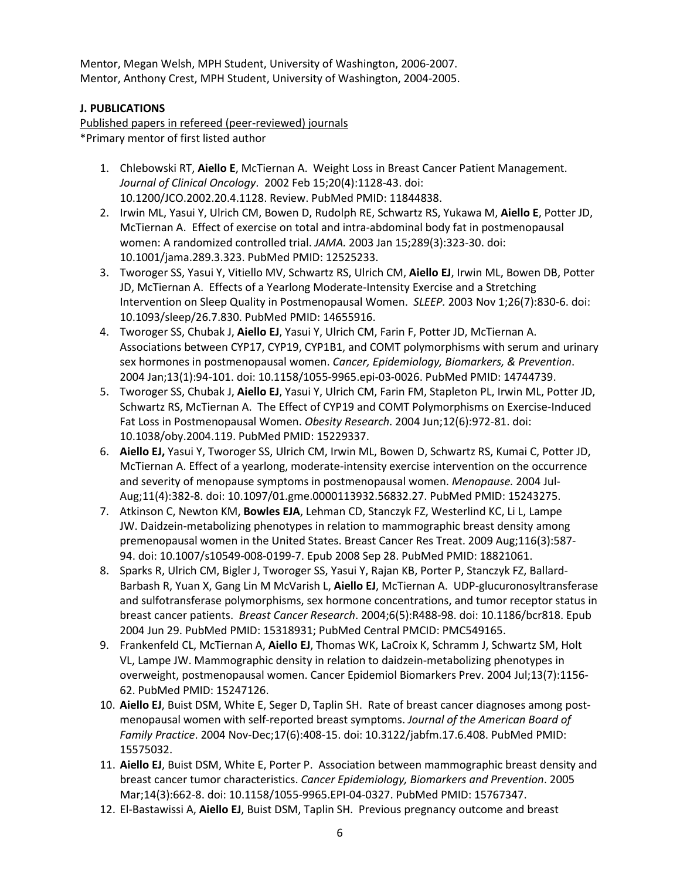Mentor, Megan Welsh, MPH Student, University of Washington, 2006-2007.
Mentor, Anthony Crest, MPH Student, University of Washington, 2004-2005.

**J. PUBLICATIONS**

Published papers in refereed (peer-reviewed) journals
*Primary mentor of first listed author

1. Chlebowski RT, **Aiello E**, McTiernan A. Weight Loss in Breast Cancer Patient Management. *Journal of Clinical Oncology*. 2002 Feb 15;20(4):1128-43. doi: 10.1200/JCO.2002.20.4.1128. Review. PubMed PMID: 11844838.
2. Irwin ML, Yasui Y, Ulrich CM, Bowen D, Rudolph RE, Schwartz RS, Yukawa M, **Aiello E**, Potter JD, McTiernan A. Effect of exercise on total and intra-abdominal body fat in postmenopausal women: A randomized controlled trial. *JAMA.* 2003 Jan 15;289(3):323-30. doi: 10.1001/jama.289.3.323. PubMed PMID: 12525233.
3. Tworoger SS, Yasui Y, Vitiello MV, Schwartz RS, Ulrich CM, **Aiello EJ**, Irwin ML, Bowen DB, Potter JD, McTiernan A. Effects of a Yearlong Moderate-Intensity Exercise and a Stretching Intervention on Sleep Quality in Postmenopausal Women. *SLEEP.* 2003 Nov 1;26(7):830-6. doi: 10.1093/sleep/26.7.830. PubMed PMID: 14655916.
4. Tworoger SS, Chubak J, **Aiello EJ**, Yasui Y, Ulrich CM, Farin F, Potter JD, McTiernan A. Associations between CYP17, CYP19, CYP1B1, and COMT polymorphisms with serum and urinary sex hormones in postmenopausal women. *Cancer, Epidemiology, Biomarkers, & Prevention*. 2004 Jan;13(1):94-101. doi: 10.1158/1055-9965.epi-03-0026. PubMed PMID: 14744739.
5. Tworoger SS, Chubak J, **Aiello EJ**, Yasui Y, Ulrich CM, Farin FM, Stapleton PL, Irwin ML, Potter JD, Schwartz RS, McTiernan A. The Effect of CYP19 and COMT Polymorphisms on Exercise-Induced Fat Loss in Postmenopausal Women. *Obesity Research*. 2004 Jun;12(6):972-81. doi: 10.1038/oby.2004.119. PubMed PMID: 15229337.
6. **Aiello EJ,** Yasui Y, Tworoger SS, Ulrich CM, Irwin ML, Bowen D, Schwartz RS, Kumai C, Potter JD, McTiernan A. Effect of a yearlong, moderate-intensity exercise intervention on the occurrence and severity of menopause symptoms in postmenopausal women. *Menopause.* 2004 Jul-Aug;11(4):382-8. doi: 10.1097/01.gme.0000113932.56832.27. PubMed PMID: 15243275.
7. Atkinson C, Newton KM, **Bowles EJA**, Lehman CD, Stanczyk FZ, Westerlind KC, Li L, Lampe JW. Daidzein-metabolizing phenotypes in relation to mammographic breast density among premenopausal women in the United States. Breast Cancer Res Treat. 2009 Aug;116(3):587-94. doi: 10.1007/s10549-008-0199-7. Epub 2008 Sep 28. PubMed PMID: 18821061.
8. Sparks R, Ulrich CM, Bigler J, Tworoger SS, Yasui Y, Rajan KB, Porter P, Stanczyk FZ, Ballard-Barbash R, Yuan X, Gang Lin M McVarish L, **Aiello EJ**, McTiernan A. UDP-glucuronosyltransferase and sulfotransferase polymorphisms, sex hormone concentrations, and tumor receptor status in breast cancer patients. *Breast Cancer Research*. 2004;6(5):R488-98. doi: 10.1186/bcr818. Epub 2004 Jun 29. PubMed PMID: 15318931; PubMed Central PMCID: PMC549165.
9. Frankenfeld CL, McTiernan A, **Aiello EJ**, Thomas WK, LaCroix K, Schramm J, Schwartz SM, Holt VL, Lampe JW. Mammographic density in relation to daidzein-metabolizing phenotypes in overweight, postmenopausal women. Cancer Epidemiol Biomarkers Prev. 2004 Jul;13(7):1156-62. PubMed PMID: 15247126.
10. **Aiello EJ**, Buist DSM, White E, Seger D, Taplin SH. Rate of breast cancer diagnoses among post-menopausal women with self-reported breast symptoms. *Journal of the American Board of Family Practice*. 2004 Nov-Dec;17(6):408-15. doi: 10.3122/jabfm.17.6.408. PubMed PMID: 15575032.
11. **Aiello EJ**, Buist DSM, White E, Porter P. Association between mammographic breast density and breast cancer tumor characteristics. *Cancer Epidemiology, Biomarkers and Prevention*. 2005 Mar;14(3):662-8. doi: 10.1158/1055-9965.EPI-04-0327. PubMed PMID: 15767347.
12. El-Bastawissi A, **Aiello EJ**, Buist DSM, Taplin SH. Previous pregnancy outcome and breast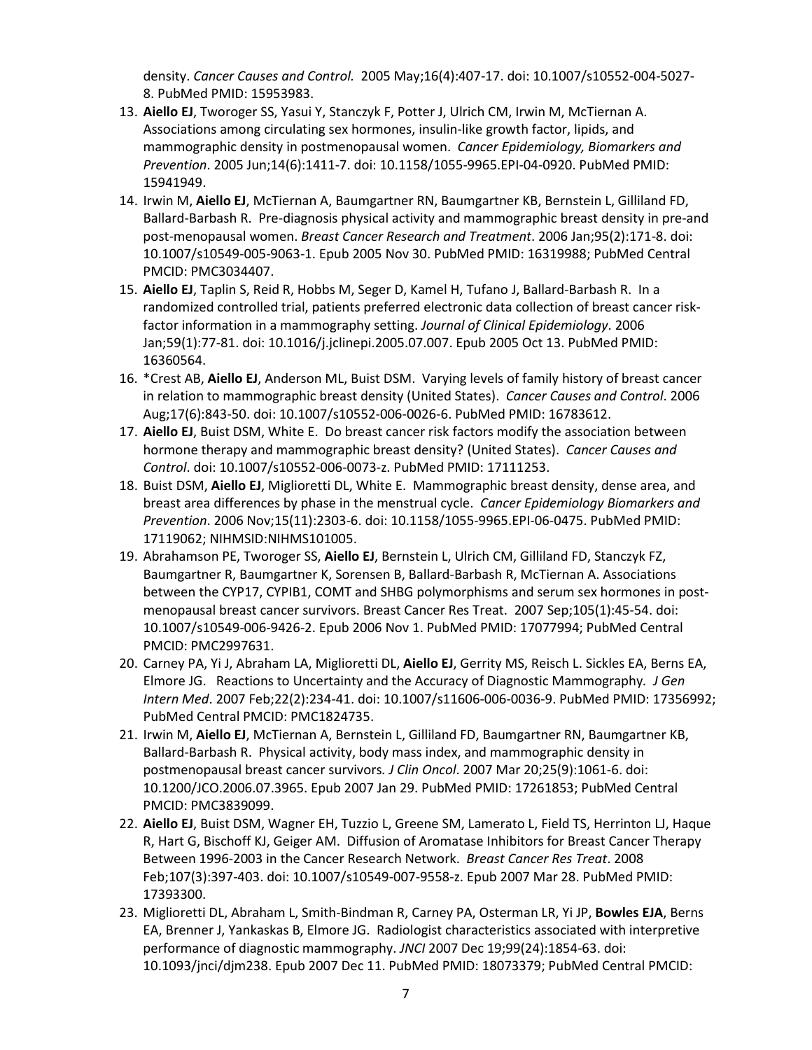density. *Cancer Causes and Control.* 2005 May;16(4):407-17. doi: 10.1007/s10552-004-5027-8. PubMed PMID: 15953983.

13. **Aiello EJ**, Tworoger SS, Yasui Y, Stanczyk F, Potter J, Ulrich CM, Irwin M, McTiernan A. Associations among circulating sex hormones, insulin-like growth factor, lipids, and mammographic density in postmenopausal women. *Cancer Epidemiology, Biomarkers and Prevention*. 2005 Jun;14(6):1411-7. doi: 10.1158/1055-9965.EPI-04-0920. PubMed PMID: 15941949.
14. Irwin M, **Aiello EJ**, McTiernan A, Baumgartner RN, Baumgartner KB, Bernstein L, Gilliland FD, Ballard-Barbash R. Pre-diagnosis physical activity and mammographic breast density in pre-and post-menopausal women. *Breast Cancer Research and Treatment*. 2006 Jan;95(2):171-8. doi: 10.1007/s10549-005-9063-1. Epub 2005 Nov 30. PubMed PMID: 16319988; PubMed Central PMCID: PMC3034407.
15. **Aiello EJ**, Taplin S, Reid R, Hobbs M, Seger D, Kamel H, Tufano J, Ballard-Barbash R. In a randomized controlled trial, patients preferred electronic data collection of breast cancer risk-factor information in a mammography setting. *Journal of Clinical Epidemiology*. 2006 Jan;59(1):77-81. doi: 10.1016/j.jclinepi.2005.07.007. Epub 2005 Oct 13. PubMed PMID: 16360564.
16. *Crest AB, **Aiello EJ**, Anderson ML, Buist DSM. Varying levels of family history of breast cancer in relation to mammographic breast density (United States). *Cancer Causes and Control*. 2006 Aug;17(6):843-50. doi: 10.1007/s10552-006-0026-6. PubMed PMID: 16783612.
17. **Aiello EJ**, Buist DSM, White E. Do breast cancer risk factors modify the association between hormone therapy and mammographic breast density? (United States). *Cancer Causes and Control*. doi: 10.1007/s10552-006-0073-z. PubMed PMID: 17111253.
18. Buist DSM, **Aiello EJ**, Miglioretti DL, White E. Mammographic breast density, dense area, and breast area differences by phase in the menstrual cycle. *Cancer Epidemiology Biomarkers and Prevention*. 2006 Nov;15(11):2303-6. doi: 10.1158/1055-9965.EPI-06-0475. PubMed PMID: 17119062; NIHMSID:NIHMS101005.
19. Abrahamson PE, Tworoger SS, **Aiello EJ**, Bernstein L, Ulrich CM, Gilliland FD, Stanczyk FZ, Baumgartner R, Baumgartner K, Sorensen B, Ballard-Barbash R, McTiernan A. Associations between the CYP17, CYPIB1, COMT and SHBG polymorphisms and serum sex hormones in post-menopausal breast cancer survivors. Breast Cancer Res Treat. 2007 Sep;105(1):45-54. doi: 10.1007/s10549-006-9426-2. Epub 2006 Nov 1. PubMed PMID: 17077994; PubMed Central PMCID: PMC2997631.
20. Carney PA, Yi J, Abraham LA, Miglioretti DL, **Aiello EJ**, Gerrity MS, Reisch L. Sickles EA, Berns EA, Elmore JG. Reactions to Uncertainty and the Accuracy of Diagnostic Mammography. *J Gen Intern Med*. 2007 Feb;22(2):234-41. doi: 10.1007/s11606-006-0036-9. PubMed PMID: 17356992; PubMed Central PMCID: PMC1824735.
21. Irwin M, **Aiello EJ**, McTiernan A, Bernstein L, Gilliland FD, Baumgartner RN, Baumgartner KB, Ballard-Barbash R. Physical activity, body mass index, and mammographic density in postmenopausal breast cancer survivors. *J Clin Oncol*. 2007 Mar 20;25(9):1061-6. doi: 10.1200/JCO.2006.07.3965. Epub 2007 Jan 29. PubMed PMID: 17261853; PubMed Central PMCID: PMC3839099.
22. **Aiello EJ**, Buist DSM, Wagner EH, Tuzzio L, Greene SM, Lamerato L, Field TS, Herrinton LJ, Haque R, Hart G, Bischoff KJ, Geiger AM. Diffusion of Aromatase Inhibitors for Breast Cancer Therapy Between 1996-2003 in the Cancer Research Network. *Breast Cancer Res Treat*. 2008 Feb;107(3):397-403. doi: 10.1007/s10549-007-9558-z. Epub 2007 Mar 28. PubMed PMID: 17393300.
23. Miglioretti DL, Abraham L, Smith-Bindman R, Carney PA, Osterman LR, Yi JP, **Bowles EJA**, Berns EA, Brenner J, Yankaskas B, Elmore JG. Radiologist characteristics associated with interpretive performance of diagnostic mammography. *JNCI* 2007 Dec 19;99(24):1854-63. doi: 10.1093/jnci/djm238. Epub 2007 Dec 11. PubMed PMID: 18073379; PubMed Central PMCID: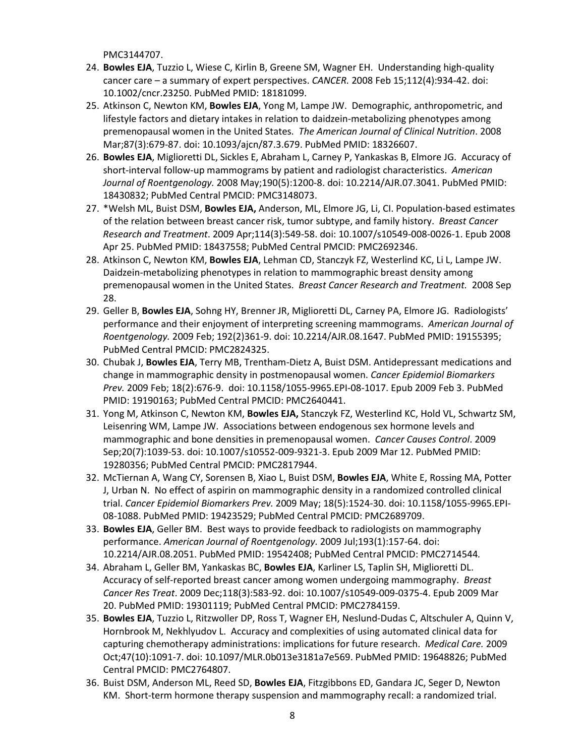PMC3144707.

24. **Bowles EJA**, Tuzzio L, Wiese C, Kirlin B, Greene SM, Wagner EH. Understanding high-quality cancer care – a summary of expert perspectives. *CANCER.* 2008 Feb 15;112(4):934-42. doi: 10.1002/cncr.23250. PubMed PMID: 18181099.
25. Atkinson C, Newton KM, **Bowles EJA**, Yong M, Lampe JW. Demographic, anthropometric, and lifestyle factors and dietary intakes in relation to daidzein-metabolizing phenotypes among premenopausal women in the United States. *The American Journal of Clinical Nutrition*. 2008 Mar;87(3):679-87. doi: 10.1093/ajcn/87.3.679. PubMed PMID: 18326607.
26. **Bowles EJA**, Miglioretti DL, Sickles E, Abraham L, Carney P, Yankaskas B, Elmore JG. Accuracy of short-interval follow-up mammograms by patient and radiologist characteristics. *American Journal of Roentgenology.* 2008 May;190(5):1200-8. doi: 10.2214/AJR.07.3041. PubMed PMID: 18430832; PubMed Central PMCID: PMC3148073.
27. *Welsh ML, Buist DSM, **Bowles EJA,** Anderson, ML, Elmore JG, Li, CI. Population-based estimates of the relation between breast cancer risk, tumor subtype, and family history. *Breast Cancer Research and Treatment*. 2009 Apr;114(3):549-58. doi: 10.1007/s10549-008-0026-1. Epub 2008 Apr 25. PubMed PMID: 18437558; PubMed Central PMCID: PMC2692346.
28. Atkinson C, Newton KM, **Bowles EJA**, Lehman CD, Stanczyk FZ, Westerlind KC, Li L, Lampe JW. Daidzein-metabolizing phenotypes in relation to mammographic breast density among premenopausal women in the United States. *Breast Cancer Research and Treatment.* 2008 Sep 28.
29. Geller B, **Bowles EJA**, Sohng HY, Brenner JR, Miglioretti DL, Carney PA, Elmore JG. Radiologists' performance and their enjoyment of interpreting screening mammograms. *American Journal of Roentgenology.* 2009 Feb; 192(2)361-9. doi: 10.2214/AJR.08.1647. PubMed PMID: 19155395; PubMed Central PMCID: PMC2824325.
30. Chubak J, **Bowles EJA**, Terry MB, Trentham-Dietz A, Buist DSM. Antidepressant medications and change in mammographic density in postmenopausal women. *Cancer Epidemiol Biomarkers Prev.* 2009 Feb; 18(2):676-9. doi: 10.1158/1055-9965.EPI-08-1017. Epub 2009 Feb 3. PubMed PMID: 19190163; PubMed Central PMCID: PMC2640441.
31. Yong M, Atkinson C, Newton KM, **Bowles EJA,** Stanczyk FZ, Westerlind KC, Hold VL, Schwartz SM, Leisenring WM, Lampe JW. Associations between endogenous sex hormone levels and mammographic and bone densities in premenopausal women. *Cancer Causes Control*. 2009 Sep;20(7):1039-53. doi: 10.1007/s10552-009-9321-3. Epub 2009 Mar 12. PubMed PMID: 19280356; PubMed Central PMCID: PMC2817944.
32. McTiernan A, Wang CY, Sorensen B, Xiao L, Buist DSM, **Bowles EJA**, White E, Rossing MA, Potter J, Urban N. No effect of aspirin on mammographic density in a randomized controlled clinical trial. *Cancer Epidemiol Biomarkers Prev.* 2009 May; 18(5):1524-30. doi: 10.1158/1055-9965.EPI-08-1088. PubMed PMID: 19423529; PubMed Central PMCID: PMC2689709.
33. **Bowles EJA**, Geller BM. Best ways to provide feedback to radiologists on mammography performance. *American Journal of Roentgenology.* 2009 Jul;193(1):157-64. doi: 10.2214/AJR.08.2051. PubMed PMID: 19542408; PubMed Central PMCID: PMC2714544.
34. Abraham L, Geller BM, Yankaskas BC, **Bowles EJA**, Karliner LS, Taplin SH, Miglioretti DL. Accuracy of self-reported breast cancer among women undergoing mammography. *Breast Cancer Res Treat*. 2009 Dec;118(3):583-92. doi: 10.1007/s10549-009-0375-4. Epub 2009 Mar 20. PubMed PMID: 19301119; PubMed Central PMCID: PMC2784159.
35. **Bowles EJA**, Tuzzio L, Ritzwoller DP, Ross T, Wagner EH, Neslund-Dudas C, Altschuler A, Quinn V, Hornbrook M, Nekhlyudov L. Accuracy and complexities of using automated clinical data for capturing chemotherapy administrations: implications for future research. *Medical Care.* 2009 Oct;47(10):1091-7. doi: 10.1097/MLR.0b013e3181a7e569. PubMed PMID: 19648826; PubMed Central PMCID: PMC2764807.
36. Buist DSM, Anderson ML, Reed SD, **Bowles EJA**, Fitzgibbons ED, Gandara JC, Seger D, Newton KM. Short-term hormone therapy suspension and mammography recall: a randomized trial.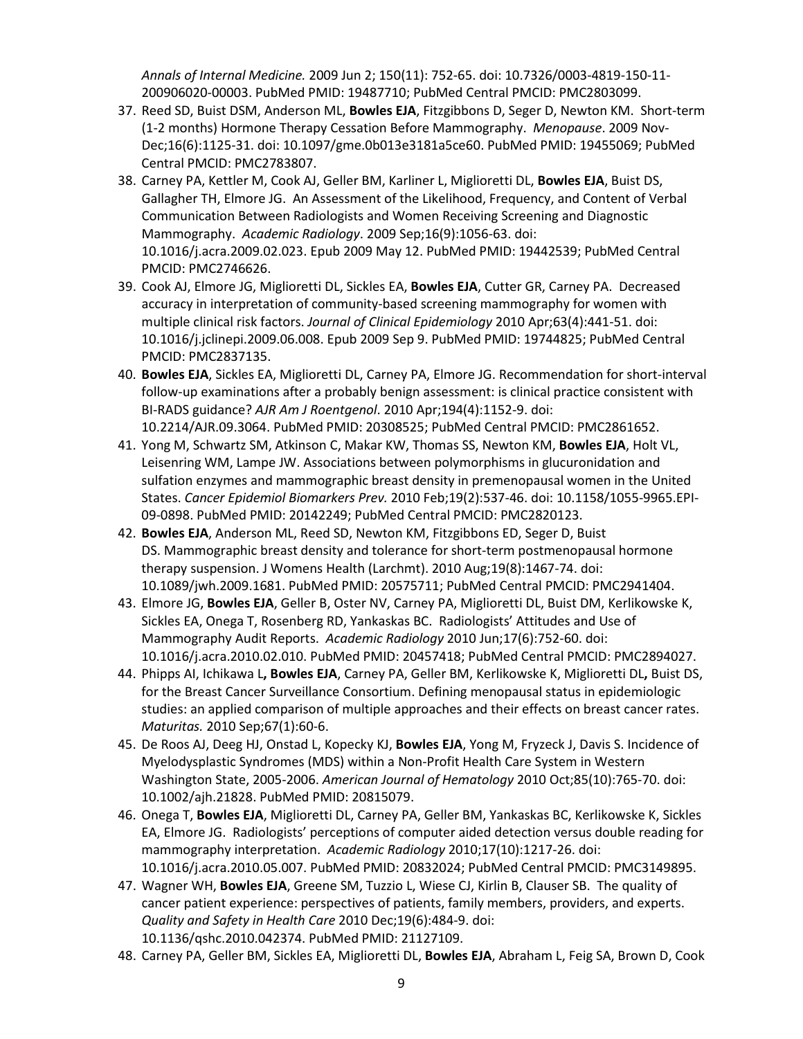*Annals of Internal Medicine.* 2009 Jun 2; 150(11): 752-65. doi: 10.7326/0003-4819-150-11-200906020-00003. PubMed PMID: 19487710; PubMed Central PMCID: PMC2803099.

37. Reed SD, Buist DSM, Anderson ML, **Bowles EJA**, Fitzgibbons D, Seger D, Newton KM. Short-term (1-2 months) Hormone Therapy Cessation Before Mammography. *Menopause*. 2009 Nov-Dec;16(6):1125-31. doi: 10.1097/gme.0b013e3181a5ce60. PubMed PMID: 19455069; PubMed Central PMCID: PMC2783807.
38. Carney PA, Kettler M, Cook AJ, Geller BM, Karliner L, Miglioretti DL, **Bowles EJA**, Buist DS, Gallagher TH, Elmore JG. An Assessment of the Likelihood, Frequency, and Content of Verbal Communication Between Radiologists and Women Receiving Screening and Diagnostic Mammography. *Academic Radiology*. 2009 Sep;16(9):1056-63. doi: 10.1016/j.acra.2009.02.023. Epub 2009 May 12. PubMed PMID: 19442539; PubMed Central PMCID: PMC2746626.
39. Cook AJ, Elmore JG, Miglioretti DL, Sickles EA, **Bowles EJA**, Cutter GR, Carney PA. Decreased accuracy in interpretation of community-based screening mammography for women with multiple clinical risk factors. *Journal of Clinical Epidemiology* 2010 Apr;63(4):441-51. doi: 10.1016/j.jclinepi.2009.06.008. Epub 2009 Sep 9. PubMed PMID: 19744825; PubMed Central PMCID: PMC2837135.
40. **Bowles EJA**, Sickles EA, Miglioretti DL, Carney PA, Elmore JG. Recommendation for short-interval follow-up examinations after a probably benign assessment: is clinical practice consistent with BI-RADS guidance? *AJR Am J Roentgenol*. 2010 Apr;194(4):1152-9. doi: 10.2214/AJR.09.3064. PubMed PMID: 20308525; PubMed Central PMCID: PMC2861652.
41. Yong M, Schwartz SM, Atkinson C, Makar KW, Thomas SS, Newton KM, **Bowles EJA**, Holt VL, Leisenring WM, Lampe JW. Associations between polymorphisms in glucuronidation and sulfation enzymes and mammographic breast density in premenopausal women in the United States. *Cancer Epidemiol Biomarkers Prev.* 2010 Feb;19(2):537-46. doi: 10.1158/1055-9965.EPI-09-0898. PubMed PMID: 20142249; PubMed Central PMCID: PMC2820123.
42. **Bowles EJA**, Anderson ML, Reed SD, Newton KM, Fitzgibbons ED, Seger D, Buist DS. Mammographic breast density and tolerance for short-term postmenopausal hormone therapy suspension. J Womens Health (Larchmt). 2010 Aug;19(8):1467-74. doi: 10.1089/jwh.2009.1681. PubMed PMID: 20575711; PubMed Central PMCID: PMC2941404.
43. Elmore JG, **Bowles EJA**, Geller B, Oster NV, Carney PA, Miglioretti DL, Buist DM, Kerlikowske K, Sickles EA, Onega T, Rosenberg RD, Yankaskas BC. Radiologists' Attitudes and Use of Mammography Audit Reports. *Academic Radiology* 2010 Jun;17(6):752-60. doi: 10.1016/j.acra.2010.02.010. PubMed PMID: 20457418; PubMed Central PMCID: PMC2894027.
44. Phipps AI, Ichikawa L**, Bowles EJA**, Carney PA, Geller BM, Kerlikowske K, Miglioretti DL**,** Buist DS, for the Breast Cancer Surveillance Consortium. Defining menopausal status in epidemiologic studies: an applied comparison of multiple approaches and their effects on breast cancer rates. *Maturitas.* 2010 Sep;67(1):60-6.
45. De Roos AJ, Deeg HJ, Onstad L, Kopecky KJ, **Bowles EJA**, Yong M, Fryzeck J, Davis S. Incidence of Myelodysplastic Syndromes (MDS) within a Non-Profit Health Care System in Western Washington State, 2005-2006. *American Journal of Hematology* 2010 Oct;85(10):765-70. doi: 10.1002/ajh.21828. PubMed PMID: 20815079.
46. Onega T, **Bowles EJA**, Miglioretti DL, Carney PA, Geller BM, Yankaskas BC, Kerlikowske K, Sickles EA, Elmore JG. Radiologists' perceptions of computer aided detection versus double reading for mammography interpretation. *Academic Radiology* 2010;17(10):1217-26. doi: 10.1016/j.acra.2010.05.007. PubMed PMID: 20832024; PubMed Central PMCID: PMC3149895.
47. Wagner WH, **Bowles EJA**, Greene SM, Tuzzio L, Wiese CJ, Kirlin B, Clauser SB. The quality of cancer patient experience: perspectives of patients, family members, providers, and experts. *Quality and Safety in Health Care* 2010 Dec;19(6):484-9. doi: 10.1136/qshc.2010.042374. PubMed PMID: 21127109.
48. Carney PA, Geller BM, Sickles EA, Miglioretti DL, **Bowles EJA**, Abraham L, Feig SA, Brown D, Cook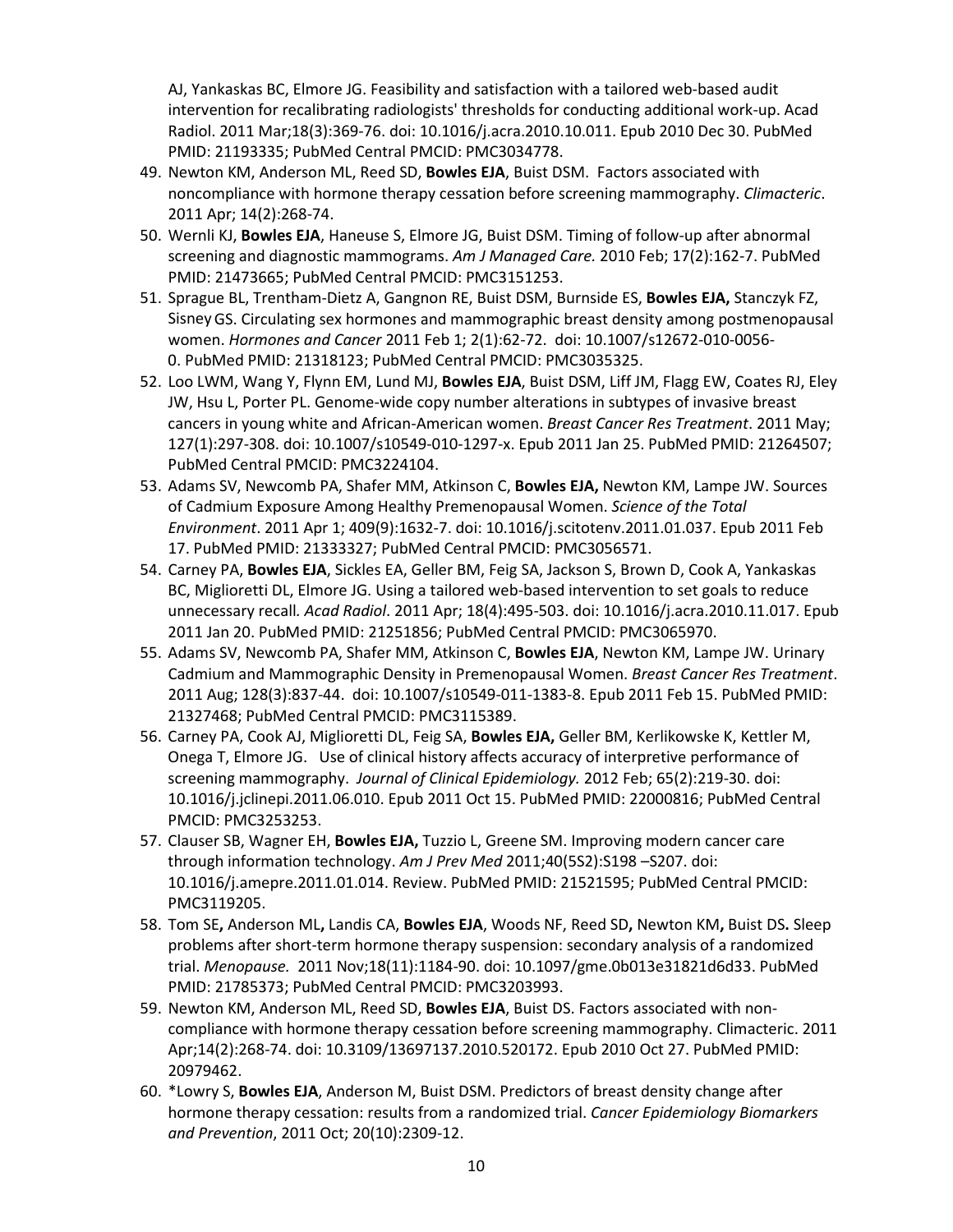AJ, Yankaskas BC, Elmore JG. Feasibility and satisfaction with a tailored web-based audit intervention for recalibrating radiologists' thresholds for conducting additional work-up. Acad Radiol. 2011 Mar;18(3):369-76. doi: 10.1016/j.acra.2010.10.011. Epub 2010 Dec 30. PubMed PMID: 21193335; PubMed Central PMCID: PMC3034778.

49. Newton KM, Anderson ML, Reed SD, **Bowles EJA**, Buist DSM. Factors associated with noncompliance with hormone therapy cessation before screening mammography. *Climacteric*. 2011 Apr; 14(2):268-74.
50. Wernli KJ, **Bowles EJA**, Haneuse S, Elmore JG, Buist DSM. Timing of follow-up after abnormal screening and diagnostic mammograms. *Am J Managed Care.* 2010 Feb; 17(2):162-7. PubMed PMID: 21473665; PubMed Central PMCID: PMC3151253.
51. Sprague BL, Trentham-Dietz A, Gangnon RE, Buist DSM, Burnside ES, **Bowles EJA,** Stanczyk FZ, Sisney GS. Circulating sex hormones and mammographic breast density among postmenopausal women. *Hormones and Cancer* 2011 Feb 1; 2(1):62-72. doi: 10.1007/s12672-010-0056-0. PubMed PMID: 21318123; PubMed Central PMCID: PMC3035325.
52. Loo LWM, Wang Y, Flynn EM, Lund MJ, **Bowles EJA**, Buist DSM, Liff JM, Flagg EW, Coates RJ, Eley JW, Hsu L, Porter PL. Genome-wide copy number alterations in subtypes of invasive breast cancers in young white and African-American women. *Breast Cancer Res Treatment*. 2011 May; 127(1):297-308. doi: 10.1007/s10549-010-1297-x. Epub 2011 Jan 25. PubMed PMID: 21264507; PubMed Central PMCID: PMC3224104.
53. Adams SV, Newcomb PA, Shafer MM, Atkinson C, **Bowles EJA,** Newton KM, Lampe JW. Sources of Cadmium Exposure Among Healthy Premenopausal Women. *Science of the Total Environment*. 2011 Apr 1; 409(9):1632-7. doi: 10.1016/j.scitotenv.2011.01.037. Epub 2011 Feb 17. PubMed PMID: 21333327; PubMed Central PMCID: PMC3056571.
54. Carney PA, **Bowles EJA**, Sickles EA, Geller BM, Feig SA, Jackson S, Brown D, Cook A, Yankaskas BC, Miglioretti DL, Elmore JG. Using a tailored web-based intervention to set goals to reduce unnecessary recall. *Acad Radiol*. 2011 Apr; 18(4):495-503. doi: 10.1016/j.acra.2010.11.017. Epub 2011 Jan 20. PubMed PMID: 21251856; PubMed Central PMCID: PMC3065970.
55. Adams SV, Newcomb PA, Shafer MM, Atkinson C, **Bowles EJA**, Newton KM, Lampe JW. Urinary Cadmium and Mammographic Density in Premenopausal Women. *Breast Cancer Res Treatment*. 2011 Aug; 128(3):837-44. doi: 10.1007/s10549-011-1383-8. Epub 2011 Feb 15. PubMed PMID: 21327468; PubMed Central PMCID: PMC3115389.
56. Carney PA, Cook AJ, Miglioretti DL, Feig SA, **Bowles EJA,** Geller BM, Kerlikowske K, Kettler M, Onega T, Elmore JG. Use of clinical history affects accuracy of interpretive performance of screening mammography. *Journal of Clinical Epidemiology.* 2012 Feb; 65(2):219-30. doi: 10.1016/j.jclinepi.2011.06.010. Epub 2011 Oct 15. PubMed PMID: 22000816; PubMed Central PMCID: PMC3253253.
57. Clauser SB, Wagner EH, **Bowles EJA,** Tuzzio L, Greene SM. Improving modern cancer care through information technology. *Am J Prev Med* 2011;40(5S2):S198 –S207. doi: 10.1016/j.amepre.2011.01.014. Review. PubMed PMID: 21521595; PubMed Central PMCID: PMC3119205.
58. Tom SE**,** Anderson ML**,** Landis CA, **Bowles EJA**, Woods NF, Reed SD**,** Newton KM**,** Buist DS**.** Sleep problems after short-term hormone therapy suspension: secondary analysis of a randomized trial. *Menopause.* 2011 Nov;18(11):1184-90. doi: 10.1097/gme.0b013e31821d6d33. PubMed PMID: 21785373; PubMed Central PMCID: PMC3203993.
59. Newton KM, Anderson ML, Reed SD, **Bowles EJA**, Buist DS. Factors associated with non-compliance with hormone therapy cessation before screening mammography. Climacteric. 2011 Apr;14(2):268-74. doi: 10.3109/13697137.2010.520172. Epub 2010 Oct 27. PubMed PMID: 20979462.
60. *Lowry S, **Bowles EJA**, Anderson M, Buist DSM. Predictors of breast density change after hormone therapy cessation: results from a randomized trial. *Cancer Epidemiology Biomarkers and Prevention*, 2011 Oct; 20(10):2309-12.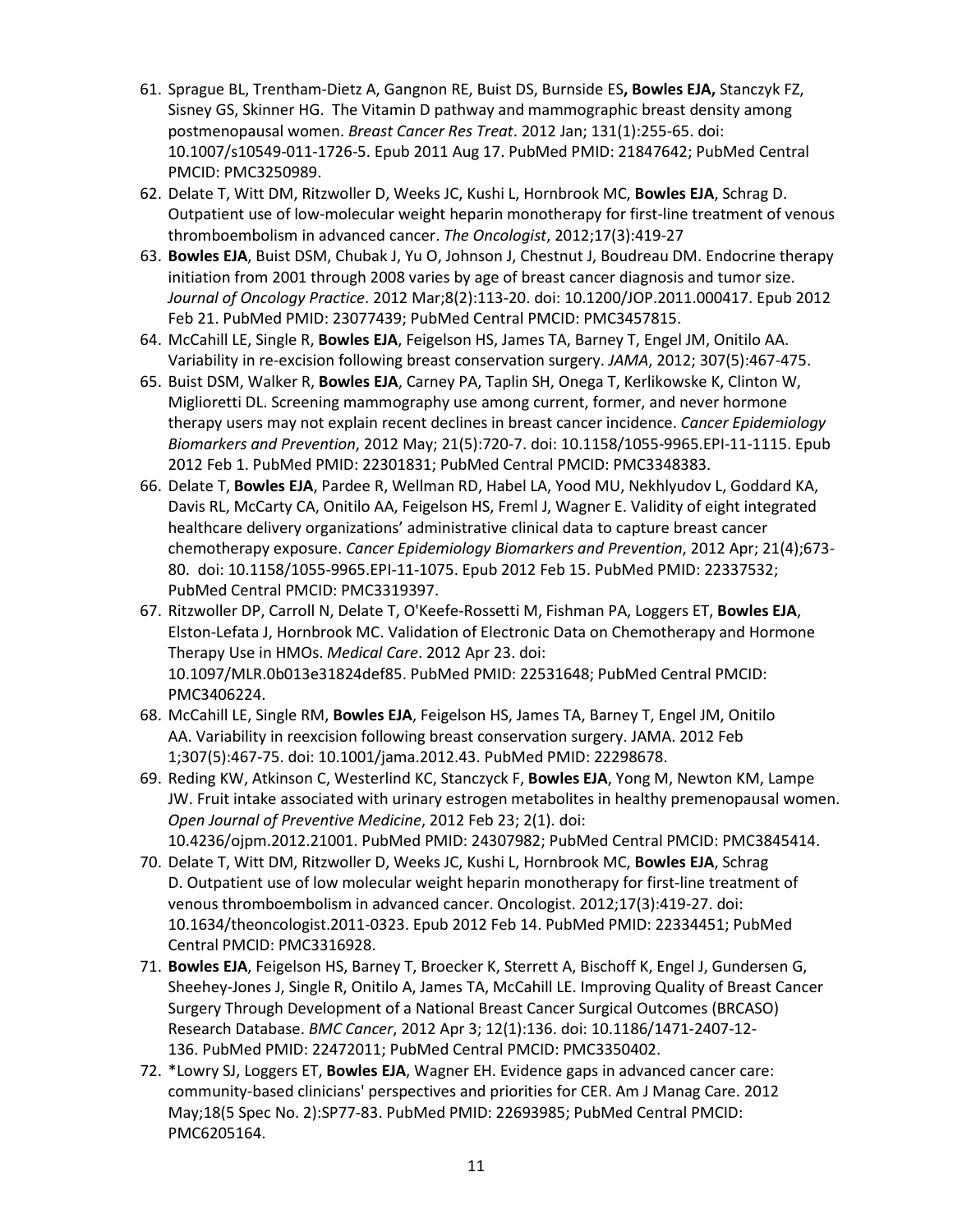61. Sprague BL, Trentham-Dietz A, Gangnon RE, Buist DS, Burnside ES**, Bowles EJA,** Stanczyk FZ, Sisney GS, Skinner HG. The Vitamin D pathway and mammographic breast density among postmenopausal women. *Breast Cancer Res Treat*. 2012 Jan; 131(1):255-65. doi: 10.1007/s10549-011-1726-5. Epub 2011 Aug 17. PubMed PMID: 21847642; PubMed Central PMCID: PMC3250989.
62. Delate T, Witt DM, Ritzwoller D, Weeks JC, Kushi L, Hornbrook MC, **Bowles EJA**, Schrag D. Outpatient use of low-molecular weight heparin monotherapy for first-line treatment of venous thromboembolism in advanced cancer. *The Oncologist*, 2012;17(3):419-27
63. **Bowles EJA**, Buist DSM, Chubak J, Yu O, Johnson J, Chestnut J, Boudreau DM. Endocrine therapy initiation from 2001 through 2008 varies by age of breast cancer diagnosis and tumor size. *Journal of Oncology Practice*. 2012 Mar;8(2):113-20. doi: 10.1200/JOP.2011.000417. Epub 2012 Feb 21. PubMed PMID: 23077439; PubMed Central PMCID: PMC3457815.
64. McCahill LE, Single R, **Bowles EJA**, Feigelson HS, James TA, Barney T, Engel JM, Onitilo AA. Variability in re-excision following breast conservation surgery. *JAMA*, 2012; 307(5):467-475.
65. Buist DSM, Walker R, **Bowles EJA**, Carney PA, Taplin SH, Onega T, Kerlikowske K, Clinton W, Miglioretti DL. Screening mammography use among current, former, and never hormone therapy users may not explain recent declines in breast cancer incidence. *Cancer Epidemiology Biomarkers and Prevention*, 2012 May; 21(5):720-7. doi: 10.1158/1055-9965.EPI-11-1115. Epub 2012 Feb 1. PubMed PMID: 22301831; PubMed Central PMCID: PMC3348383.
66. Delate T, **Bowles EJA**, Pardee R, Wellman RD, Habel LA, Yood MU, Nekhlyudov L, Goddard KA, Davis RL, McCarty CA, Onitilo AA, Feigelson HS, Freml J, Wagner E. Validity of eight integrated healthcare delivery organizations' administrative clinical data to capture breast cancer chemotherapy exposure. *Cancer Epidemiology Biomarkers and Prevention*, 2012 Apr; 21(4);673-80. doi: 10.1158/1055-9965.EPI-11-1075. Epub 2012 Feb 15. PubMed PMID: 22337532; PubMed Central PMCID: PMC3319397.
67. Ritzwoller DP, Carroll N, Delate T, O'Keefe-Rossetti M, Fishman PA, Loggers ET, **Bowles EJA**, Elston-Lefata J, Hornbrook MC. Validation of Electronic Data on Chemotherapy and Hormone Therapy Use in HMOs. *Medical Care*. 2012 Apr 23. doi: 10.1097/MLR.0b013e31824def85. PubMed PMID: 22531648; PubMed Central PMCID: PMC3406224.
68. McCahill LE, Single RM, **Bowles EJA**, Feigelson HS, James TA, Barney T, Engel JM, Onitilo AA. Variability in reexcision following breast conservation surgery. JAMA. 2012 Feb 1;307(5):467-75. doi: 10.1001/jama.2012.43. PubMed PMID: 22298678.
69. Reding KW, Atkinson C, Westerlind KC, Stanczyck F, **Bowles EJA**, Yong M, Newton KM, Lampe JW. Fruit intake associated with urinary estrogen metabolites in healthy premenopausal women. *Open Journal of Preventive Medicine*, 2012 Feb 23; 2(1). doi: 10.4236/ojpm.2012.21001. PubMed PMID: 24307982; PubMed Central PMCID: PMC3845414.
70. Delate T, Witt DM, Ritzwoller D, Weeks JC, Kushi L, Hornbrook MC, **Bowles EJA**, Schrag D. Outpatient use of low molecular weight heparin monotherapy for first-line treatment of venous thromboembolism in advanced cancer. Oncologist. 2012;17(3):419-27. doi: 10.1634/theoncologist.2011-0323. Epub 2012 Feb 14. PubMed PMID: 22334451; PubMed Central PMCID: PMC3316928.
71. **Bowles EJA**, Feigelson HS, Barney T, Broecker K, Sterrett A, Bischoff K, Engel J, Gundersen G, Sheehey-Jones J, Single R, Onitilo A, James TA, McCahill LE. Improving Quality of Breast Cancer Surgery Through Development of a National Breast Cancer Surgical Outcomes (BRCASO) Research Database. *BMC Cancer*, 2012 Apr 3; 12(1):136. doi: 10.1186/1471-2407-12-136. PubMed PMID: 22472011; PubMed Central PMCID: PMC3350402.
72. *Lowry SJ, Loggers ET, **Bowles EJA**, Wagner EH. Evidence gaps in advanced cancer care: community-based clinicians' perspectives and priorities for CER. Am J Manag Care. 2012 May;18(5 Spec No. 2):SP77-83. PubMed PMID: 22693985; PubMed Central PMCID: PMC6205164.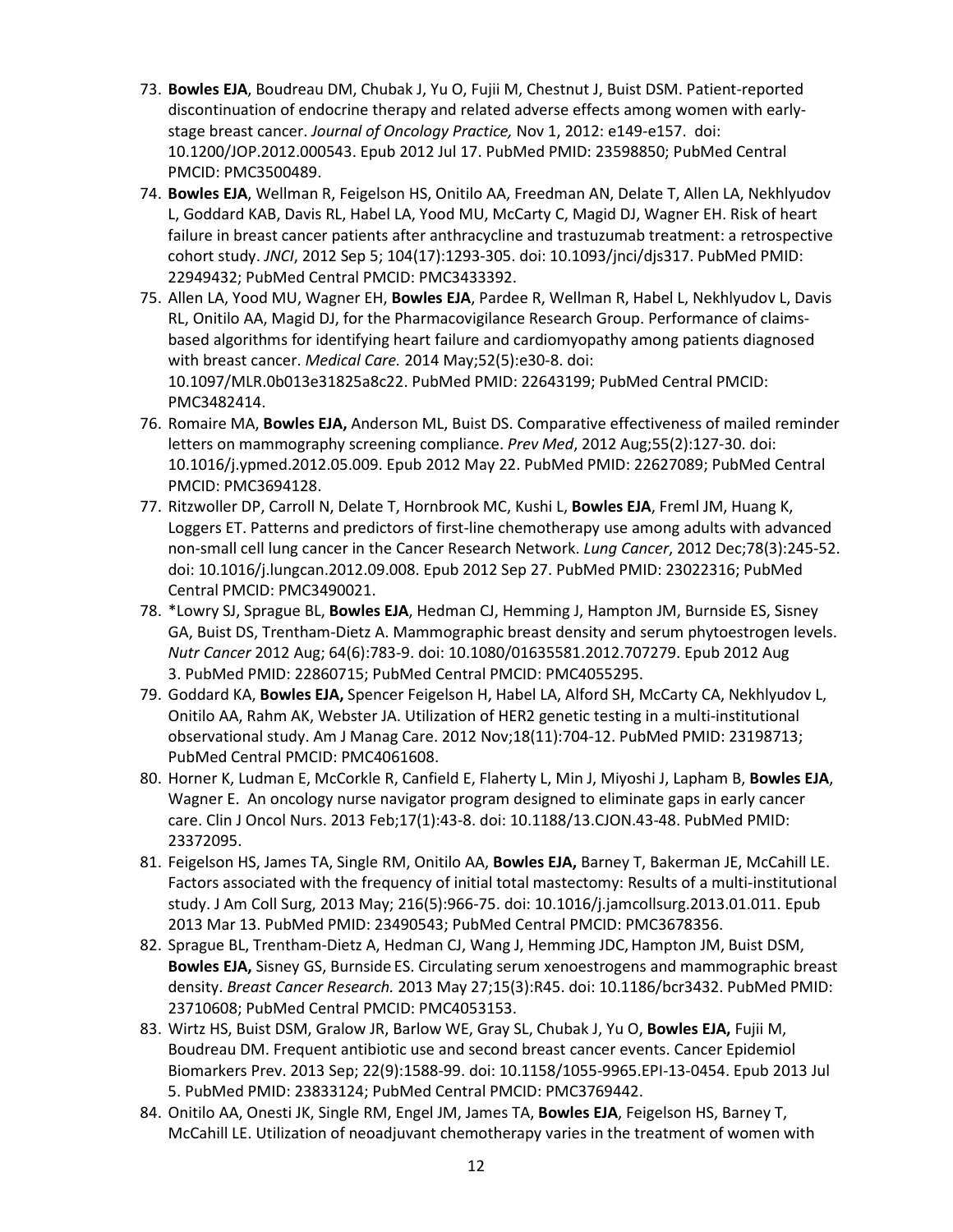73. **Bowles EJA**, Boudreau DM, Chubak J, Yu O, Fujii M, Chestnut J, Buist DSM. Patient-reported discontinuation of endocrine therapy and related adverse effects among women with early-stage breast cancer. *Journal of Oncology Practice,* Nov 1, 2012: e149-e157. doi: 10.1200/JOP.2012.000543. Epub 2012 Jul 17. PubMed PMID: 23598850; PubMed Central PMCID: PMC3500489.
74. **Bowles EJA**, Wellman R, Feigelson HS, Onitilo AA, Freedman AN, Delate T, Allen LA, Nekhlyudov L, Goddard KAB, Davis RL, Habel LA, Yood MU, McCarty C, Magid DJ, Wagner EH. Risk of heart failure in breast cancer patients after anthracycline and trastuzumab treatment: a retrospective cohort study. *JNCI*, 2012 Sep 5; 104(17):1293-305. doi: 10.1093/jnci/djs317. PubMed PMID: 22949432; PubMed Central PMCID: PMC3433392.
75. Allen LA, Yood MU, Wagner EH, **Bowles EJA**, Pardee R, Wellman R, Habel L, Nekhlyudov L, Davis RL, Onitilo AA, Magid DJ, for the Pharmacovigilance Research Group. Performance of claims-based algorithms for identifying heart failure and cardiomyopathy among patients diagnosed with breast cancer. *Medical Care.* 2014 May;52(5):e30-8. doi: 10.1097/MLR.0b013e31825a8c22. PubMed PMID: 22643199; PubMed Central PMCID: PMC3482414.
76. Romaire MA, **Bowles EJA,** Anderson ML, Buist DS. Comparative effectiveness of mailed reminder letters on mammography screening compliance. *Prev Med*, 2012 Aug;55(2):127-30. doi: 10.1016/j.ypmed.2012.05.009. Epub 2012 May 22. PubMed PMID: 22627089; PubMed Central PMCID: PMC3694128.
77. Ritzwoller DP, Carroll N, Delate T, Hornbrook MC, Kushi L, **Bowles EJA**, Freml JM, Huang K, Loggers ET. Patterns and predictors of first-line chemotherapy use among adults with advanced non-small cell lung cancer in the Cancer Research Network. *Lung Cancer*, 2012 Dec;78(3):245-52. doi: 10.1016/j.lungcan.2012.09.008. Epub 2012 Sep 27. PubMed PMID: 23022316; PubMed Central PMCID: PMC3490021.
78. *Lowry SJ, Sprague BL, **Bowles EJA**, Hedman CJ, Hemming J, Hampton JM, Burnside ES, Sisney GA, Buist DS, Trentham-Dietz A. Mammographic breast density and serum phytoestrogen levels. *Nutr Cancer* 2012 Aug; 64(6):783-9. doi: 10.1080/01635581.2012.707279. Epub 2012 Aug 3. PubMed PMID: 22860715; PubMed Central PMCID: PMC4055295.
79. Goddard KA, **Bowles EJA,** Spencer Feigelson H, Habel LA, Alford SH, McCarty CA, Nekhlyudov L, Onitilo AA, Rahm AK, Webster JA. Utilization of HER2 genetic testing in a multi-institutional observational study. Am J Manag Care. 2012 Nov;18(11):704-12. PubMed PMID: 23198713; PubMed Central PMCID: PMC4061608.
80. Horner K, Ludman E, McCorkle R, Canfield E, Flaherty L, Min J, Miyoshi J, Lapham B, **Bowles EJA**, Wagner E. An oncology nurse navigator program designed to eliminate gaps in early cancer care. Clin J Oncol Nurs. 2013 Feb;17(1):43-8. doi: 10.1188/13.CJON.43-48. PubMed PMID: 23372095.
81. Feigelson HS, James TA, Single RM, Onitilo AA, **Bowles EJA,** Barney T, Bakerman JE, McCahill LE. Factors associated with the frequency of initial total mastectomy: Results of a multi-institutional study. J Am Coll Surg, 2013 May; 216(5):966-75. doi: 10.1016/j.jamcollsurg.2013.01.011. Epub 2013 Mar 13. PubMed PMID: 23490543; PubMed Central PMCID: PMC3678356.
82. Sprague BL, Trentham-Dietz A, Hedman CJ, Wang J, Hemming JDC, Hampton JM, Buist DSM, **Bowles EJA,** Sisney GS, Burnside ES. Circulating serum xenoestrogens and mammographic breast density. *Breast Cancer Research.* 2013 May 27;15(3):R45. doi: 10.1186/bcr3432. PubMed PMID: 23710608; PubMed Central PMCID: PMC4053153.
83. Wirtz HS, Buist DSM, Gralow JR, Barlow WE, Gray SL, Chubak J, Yu O, **Bowles EJA,** Fujii M, Boudreau DM. Frequent antibiotic use and second breast cancer events. Cancer Epidemiol Biomarkers Prev. 2013 Sep; 22(9):1588-99. doi: 10.1158/1055-9965.EPI-13-0454. Epub 2013 Jul 5. PubMed PMID: 23833124; PubMed Central PMCID: PMC3769442.
84. Onitilo AA, Onesti JK, Single RM, Engel JM, James TA, **Bowles EJA**, Feigelson HS, Barney T, McCahill LE. Utilization of neoadjuvant chemotherapy varies in the treatment of women with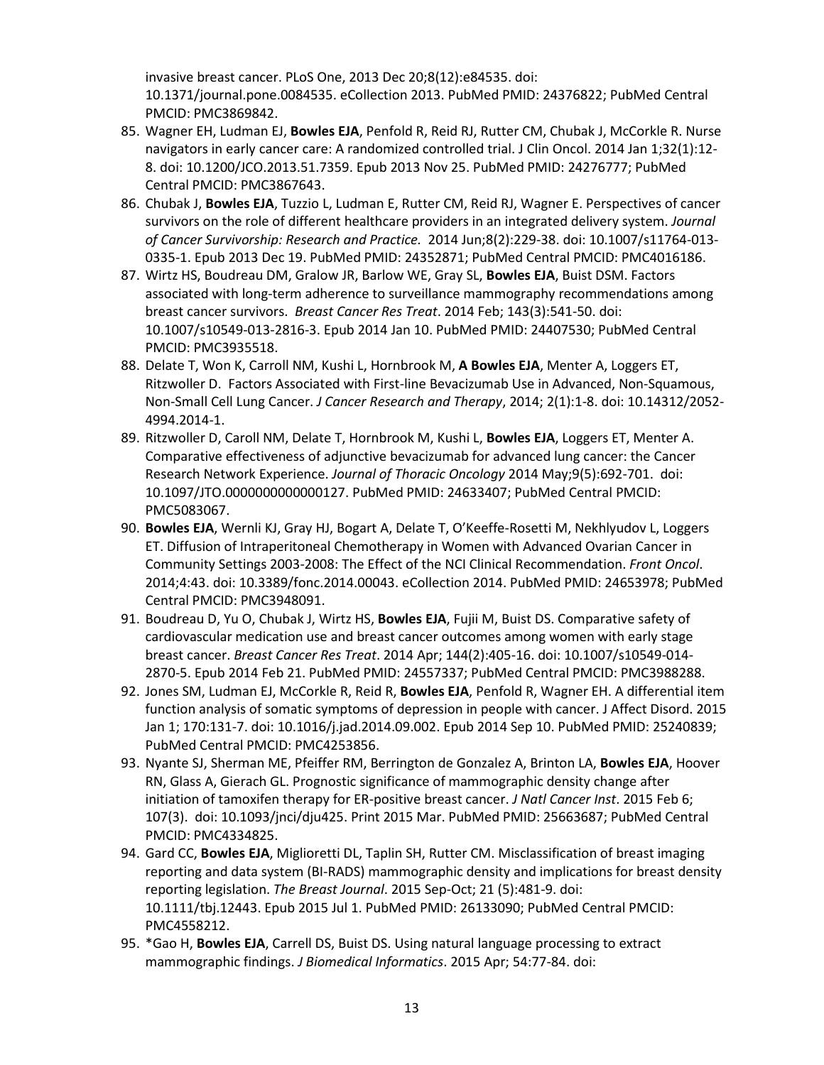invasive breast cancer. PLoS One, 2013 Dec 20;8(12):e84535. doi: 10.1371/journal.pone.0084535. eCollection 2013. PubMed PMID: 24376822; PubMed Central PMCID: PMC3869842.

85. Wagner EH, Ludman EJ, **Bowles EJA**, Penfold R, Reid RJ, Rutter CM, Chubak J, McCorkle R. Nurse navigators in early cancer care: A randomized controlled trial. J Clin Oncol. 2014 Jan 1;32(1):12-8. doi: 10.1200/JCO.2013.51.7359. Epub 2013 Nov 25. PubMed PMID: 24276777; PubMed Central PMCID: PMC3867643.
86. Chubak J, **Bowles EJA**, Tuzzio L, Ludman E, Rutter CM, Reid RJ, Wagner E. Perspectives of cancer survivors on the role of different healthcare providers in an integrated delivery system. *Journal of Cancer Survivorship: Research and Practice.* 2014 Jun;8(2):229-38. doi: 10.1007/s11764-013-0335-1. Epub 2013 Dec 19. PubMed PMID: 24352871; PubMed Central PMCID: PMC4016186.
87. Wirtz HS, Boudreau DM, Gralow JR, Barlow WE, Gray SL, **Bowles EJA**, Buist DSM. Factors associated with long-term adherence to surveillance mammography recommendations among breast cancer survivors. *Breast Cancer Res Treat*. 2014 Feb; 143(3):541-50. doi: 10.1007/s10549-013-2816-3. Epub 2014 Jan 10. PubMed PMID: 24407530; PubMed Central PMCID: PMC3935518.
88. Delate T, Won K, Carroll NM, Kushi L, Hornbrook M, **A Bowles EJA**, Menter A, Loggers ET, Ritzwoller D. Factors Associated with First-line Bevacizumab Use in Advanced, Non-Squamous, Non-Small Cell Lung Cancer. *J Cancer Research and Therapy*, 2014; 2(1):1-8. doi: 10.14312/2052-4994.2014-1.
89. Ritzwoller D, Caroll NM, Delate T, Hornbrook M, Kushi L, **Bowles EJA**, Loggers ET, Menter A. Comparative effectiveness of adjunctive bevacizumab for advanced lung cancer: the Cancer Research Network Experience. *Journal of Thoracic Oncology* 2014 May;9(5):692-701. doi: 10.1097/JTO.0000000000000127. PubMed PMID: 24633407; PubMed Central PMCID: PMC5083067.
90. **Bowles EJA**, Wernli KJ, Gray HJ, Bogart A, Delate T, O'Keeffe-Rosetti M, Nekhlyudov L, Loggers ET. Diffusion of Intraperitoneal Chemotherapy in Women with Advanced Ovarian Cancer in Community Settings 2003-2008: The Effect of the NCI Clinical Recommendation. *Front Oncol*. 2014;4:43. doi: 10.3389/fonc.2014.00043. eCollection 2014. PubMed PMID: 24653978; PubMed Central PMCID: PMC3948091.
91. Boudreau D, Yu O, Chubak J, Wirtz HS, **Bowles EJA**, Fujii M, Buist DS. Comparative safety of cardiovascular medication use and breast cancer outcomes among women with early stage breast cancer. *Breast Cancer Res Treat*. 2014 Apr; 144(2):405-16. doi: 10.1007/s10549-014-2870-5. Epub 2014 Feb 21. PubMed PMID: 24557337; PubMed Central PMCID: PMC3988288.
92. Jones SM, Ludman EJ, McCorkle R, Reid R, **Bowles EJA**, Penfold R, Wagner EH. A differential item function analysis of somatic symptoms of depression in people with cancer. J Affect Disord. 2015 Jan 1; 170:131-7. doi: 10.1016/j.jad.2014.09.002. Epub 2014 Sep 10. PubMed PMID: 25240839; PubMed Central PMCID: PMC4253856.
93. Nyante SJ, Sherman ME, Pfeiffer RM, Berrington de Gonzalez A, Brinton LA, **Bowles EJA**, Hoover RN, Glass A, Gierach GL. Prognostic significance of mammographic density change after initiation of tamoxifen therapy for ER-positive breast cancer. *J Natl Cancer Inst*. 2015 Feb 6; 107(3). doi: 10.1093/jnci/dju425. Print 2015 Mar. PubMed PMID: 25663687; PubMed Central PMCID: PMC4334825.
94. Gard CC, **Bowles EJA**, Miglioretti DL, Taplin SH, Rutter CM. Misclassification of breast imaging reporting and data system (BI-RADS) mammographic density and implications for breast density reporting legislation. *The Breast Journal*. 2015 Sep-Oct; 21 (5):481-9. doi: 10.1111/tbj.12443. Epub 2015 Jul 1. PubMed PMID: 26133090; PubMed Central PMCID: PMC4558212.
95. *Gao H, **Bowles EJA**, Carrell DS, Buist DS. Using natural language processing to extract mammographic findings. *J Biomedical Informatics*. 2015 Apr; 54:77-84. doi: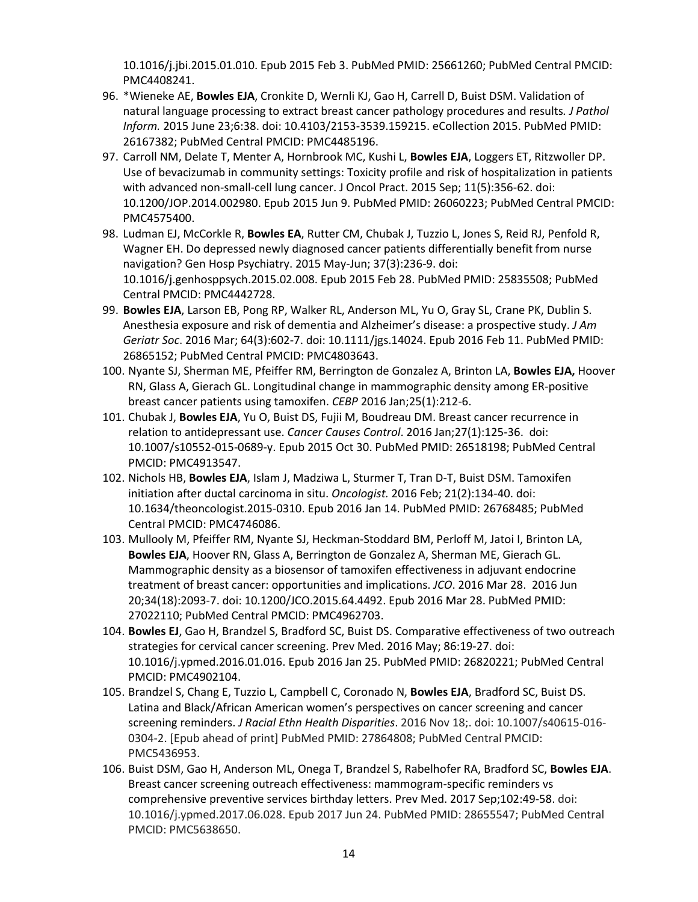10.1016/j.jbi.2015.01.010. Epub 2015 Feb 3. PubMed PMID: 25661260; PubMed Central PMCID: PMC4408241.

96. *Wieneke AE, **Bowles EJA**, Cronkite D, Wernli KJ, Gao H, Carrell D, Buist DSM. Validation of natural language processing to extract breast cancer pathology procedures and results. *J Pathol Inform.* 2015 June 23;6:38. doi: 10.4103/2153-3539.159215. eCollection 2015. PubMed PMID: 26167382; PubMed Central PMCID: PMC4485196.
97. Carroll NM, Delate T, Menter A, Hornbrook MC, Kushi L, **Bowles EJA**, Loggers ET, Ritzwoller DP. Use of bevacizumab in community settings: Toxicity profile and risk of hospitalization in patients with advanced non-small-cell lung cancer. J Oncol Pract. 2015 Sep; 11(5):356-62. doi: 10.1200/JOP.2014.002980. Epub 2015 Jun 9. PubMed PMID: 26060223; PubMed Central PMCID: PMC4575400.
98. Ludman EJ, McCorkle R, **Bowles EA**, Rutter CM, Chubak J, Tuzzio L, Jones S, Reid RJ, Penfold R, Wagner EH. Do depressed newly diagnosed cancer patients differentially benefit from nurse navigation? Gen Hosp Psychiatry. 2015 May-Jun; 37(3):236-9. doi: 10.1016/j.genhosppsych.2015.02.008. Epub 2015 Feb 28. PubMed PMID: 25835508; PubMed Central PMCID: PMC4442728.
99. **Bowles EJA**, Larson EB, Pong RP, Walker RL, Anderson ML, Yu O, Gray SL, Crane PK, Dublin S. Anesthesia exposure and risk of dementia and Alzheimer's disease: a prospective study. *J Am Geriatr Soc*. 2016 Mar; 64(3):602-7. doi: 10.1111/jgs.14024. Epub 2016 Feb 11. PubMed PMID: 26865152; PubMed Central PMCID: PMC4803643.
100. Nyante SJ, Sherman ME, Pfeiffer RM, Berrington de Gonzalez A, Brinton LA, **Bowles EJA,** Hoover RN, Glass A, Gierach GL. Longitudinal change in mammographic density among ER-positive breast cancer patients using tamoxifen. *CEBP* 2016 Jan;25(1):212-6.
101. Chubak J, **Bowles EJA**, Yu O, Buist DS, Fujii M, Boudreau DM. Breast cancer recurrence in relation to antidepressant use. *Cancer Causes Control*. 2016 Jan;27(1):125-36. doi: 10.1007/s10552-015-0689-y. Epub 2015 Oct 30. PubMed PMID: 26518198; PubMed Central PMCID: PMC4913547.
102. Nichols HB, **Bowles EJA**, Islam J, Madziwa L, Sturmer T, Tran D-T, Buist DSM. Tamoxifen initiation after ductal carcinoma in situ. *Oncologist.* 2016 Feb; 21(2):134-40. doi: 10.1634/theoncologist.2015-0310. Epub 2016 Jan 14. PubMed PMID: 26768485; PubMed Central PMCID: PMC4746086.
103. Mullooly M, Pfeiffer RM, Nyante SJ, Heckman-Stoddard BM, Perloff M, Jatoi I, Brinton LA, **Bowles EJA**, Hoover RN, Glass A, Berrington de Gonzalez A, Sherman ME, Gierach GL. Mammographic density as a biosensor of tamoxifen effectiveness in adjuvant endocrine treatment of breast cancer: opportunities and implications. *JCO*. 2016 Mar 28. 2016 Jun 20;34(18):2093-7. doi: 10.1200/JCO.2015.64.4492. Epub 2016 Mar 28. PubMed PMID: 27022110; PubMed Central PMCID: PMC4962703.
104. **Bowles EJ**, Gao H, Brandzel S, Bradford SC, Buist DS. Comparative effectiveness of two outreach strategies for cervical cancer screening. Prev Med. 2016 May; 86:19-27. doi: 10.1016/j.ypmed.2016.01.016. Epub 2016 Jan 25. PubMed PMID: 26820221; PubMed Central PMCID: PMC4902104.
105. Brandzel S, Chang E, Tuzzio L, Campbell C, Coronado N, **Bowles EJA**, Bradford SC, Buist DS. Latina and Black/African American women's perspectives on cancer screening and cancer screening reminders. *J Racial Ethn Health Disparities*. 2016 Nov 18;. doi: 10.1007/s40615-016-0304-2. [Epub ahead of print] PubMed PMID: 27864808; PubMed Central PMCID: PMC5436953.
106. Buist DSM, Gao H, Anderson ML, Onega T, Brandzel S, Rabelhofer RA, Bradford SC, **Bowles EJA**. Breast cancer screening outreach effectiveness: mammogram-specific reminders vs comprehensive preventive services birthday letters. Prev Med. 2017 Sep;102:49-58. doi: 10.1016/j.ypmed.2017.06.028. Epub 2017 Jun 24. PubMed PMID: 28655547; PubMed Central PMCID: PMC5638650.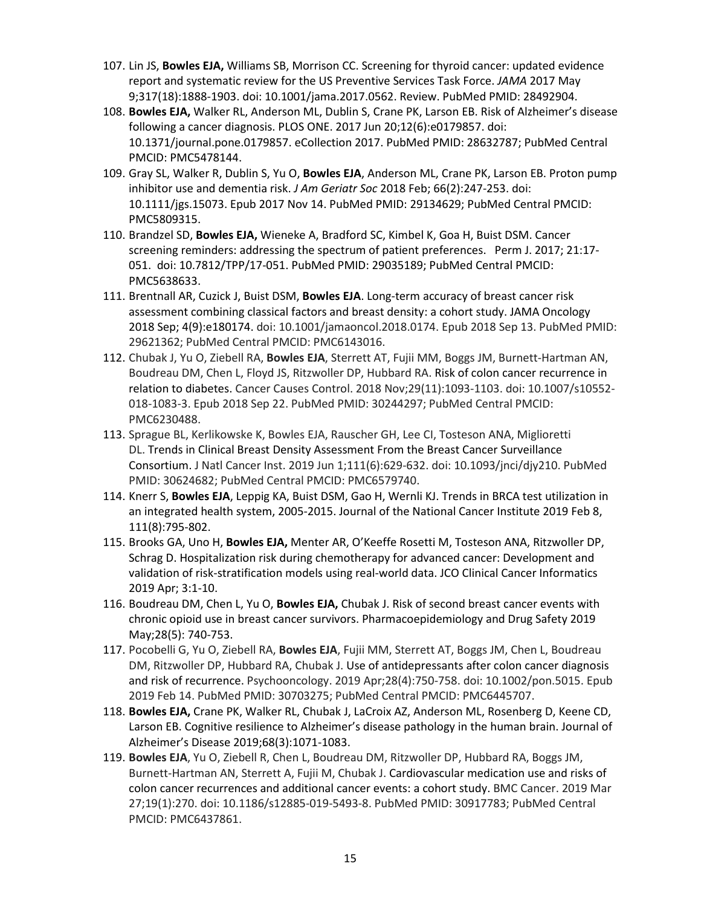107. Lin JS, **Bowles EJA,** Williams SB, Morrison CC. Screening for thyroid cancer: updated evidence report and systematic review for the US Preventive Services Task Force. *JAMA* 2017 May 9;317(18):1888-1903. doi: 10.1001/jama.2017.0562. Review. PubMed PMID: 28492904.
108. **Bowles EJA,** Walker RL, Anderson ML, Dublin S, Crane PK, Larson EB. Risk of Alzheimer's disease following a cancer diagnosis. PLOS ONE. 2017 Jun 20;12(6):e0179857. doi: 10.1371/journal.pone.0179857. eCollection 2017. PubMed PMID: 28632787; PubMed Central PMCID: PMC5478144.
109. Gray SL, Walker R, Dublin S, Yu O, **Bowles EJA**, Anderson ML, Crane PK, Larson EB. Proton pump inhibitor use and dementia risk. *J Am Geriatr Soc* 2018 Feb; 66(2):247-253. doi: 10.1111/jgs.15073. Epub 2017 Nov 14. PubMed PMID: 29134629; PubMed Central PMCID: PMC5809315.
110. Brandzel SD, **Bowles EJA,** Wieneke A, Bradford SC, Kimbel K, Goa H, Buist DSM. Cancer screening reminders: addressing the spectrum of patient preferences. Perm J. 2017; 21:17-051. doi: 10.7812/TPP/17-051. PubMed PMID: 29035189; PubMed Central PMCID: PMC5638633.
111. Brentnall AR, Cuzick J, Buist DSM, **Bowles EJA**. Long-term accuracy of breast cancer risk assessment combining classical factors and breast density: a cohort study. JAMA Oncology 2018 Sep; 4(9):e180174. doi: 10.1001/jamaoncol.2018.0174. Epub 2018 Sep 13. PubMed PMID: 29621362; PubMed Central PMCID: PMC6143016.
112. Chubak J, Yu O, Ziebell RA, **Bowles EJA**, Sterrett AT, Fujii MM, Boggs JM, Burnett-Hartman AN, Boudreau DM, Chen L, Floyd JS, Ritzwoller DP, Hubbard RA. Risk of colon cancer recurrence in relation to diabetes. Cancer Causes Control. 2018 Nov;29(11):1093-1103. doi: 10.1007/s10552-018-1083-3. Epub 2018 Sep 22. PubMed PMID: 30244297; PubMed Central PMCID: PMC6230488.
113. Sprague BL, Kerlikowske K, Bowles EJA, Rauscher GH, Lee CI, Tosteson ANA, Miglioretti DL. Trends in Clinical Breast Density Assessment From the Breast Cancer Surveillance Consortium. J Natl Cancer Inst. 2019 Jun 1;111(6):629-632. doi: 10.1093/jnci/djy210. PubMed PMID: 30624682; PubMed Central PMCID: PMC6579740.
114. Knerr S, **Bowles EJA**, Leppig KA, Buist DSM, Gao H, Wernli KJ. Trends in BRCA test utilization in an integrated health system, 2005-2015. Journal of the National Cancer Institute 2019 Feb 8, 111(8):795-802.
115. Brooks GA, Uno H, **Bowles EJA,** Menter AR, O'Keeffe Rosetti M, Tosteson ANA, Ritzwoller DP, Schrag D. Hospitalization risk during chemotherapy for advanced cancer: Development and validation of risk-stratification models using real-world data. JCO Clinical Cancer Informatics 2019 Apr; 3:1-10.
116. Boudreau DM, Chen L, Yu O, **Bowles EJA,** Chubak J. Risk of second breast cancer events with chronic opioid use in breast cancer survivors. Pharmacoepidemiology and Drug Safety 2019 May;28(5): 740-753.
117. Pocobelli G, Yu O, Ziebell RA, **Bowles EJA**, Fujii MM, Sterrett AT, Boggs JM, Chen L, Boudreau DM, Ritzwoller DP, Hubbard RA, Chubak J. Use of antidepressants after colon cancer diagnosis and risk of recurrence. Psychooncology. 2019 Apr;28(4):750-758. doi: 10.1002/pon.5015. Epub 2019 Feb 14. PubMed PMID: 30703275; PubMed Central PMCID: PMC6445707.
118. **Bowles EJA,** Crane PK, Walker RL, Chubak J, LaCroix AZ, Anderson ML, Rosenberg D, Keene CD, Larson EB. Cognitive resilience to Alzheimer's disease pathology in the human brain. Journal of Alzheimer's Disease 2019;68(3):1071-1083.
119. **Bowles EJA**, Yu O, Ziebell R, Chen L, Boudreau DM, Ritzwoller DP, Hubbard RA, Boggs JM, Burnett-Hartman AN, Sterrett A, Fujii M, Chubak J. Cardiovascular medication use and risks of colon cancer recurrences and additional cancer events: a cohort study. BMC Cancer. 2019 Mar 27;19(1):270. doi: 10.1186/s12885-019-5493-8. PubMed PMID: 30917783; PubMed Central PMCID: PMC6437861.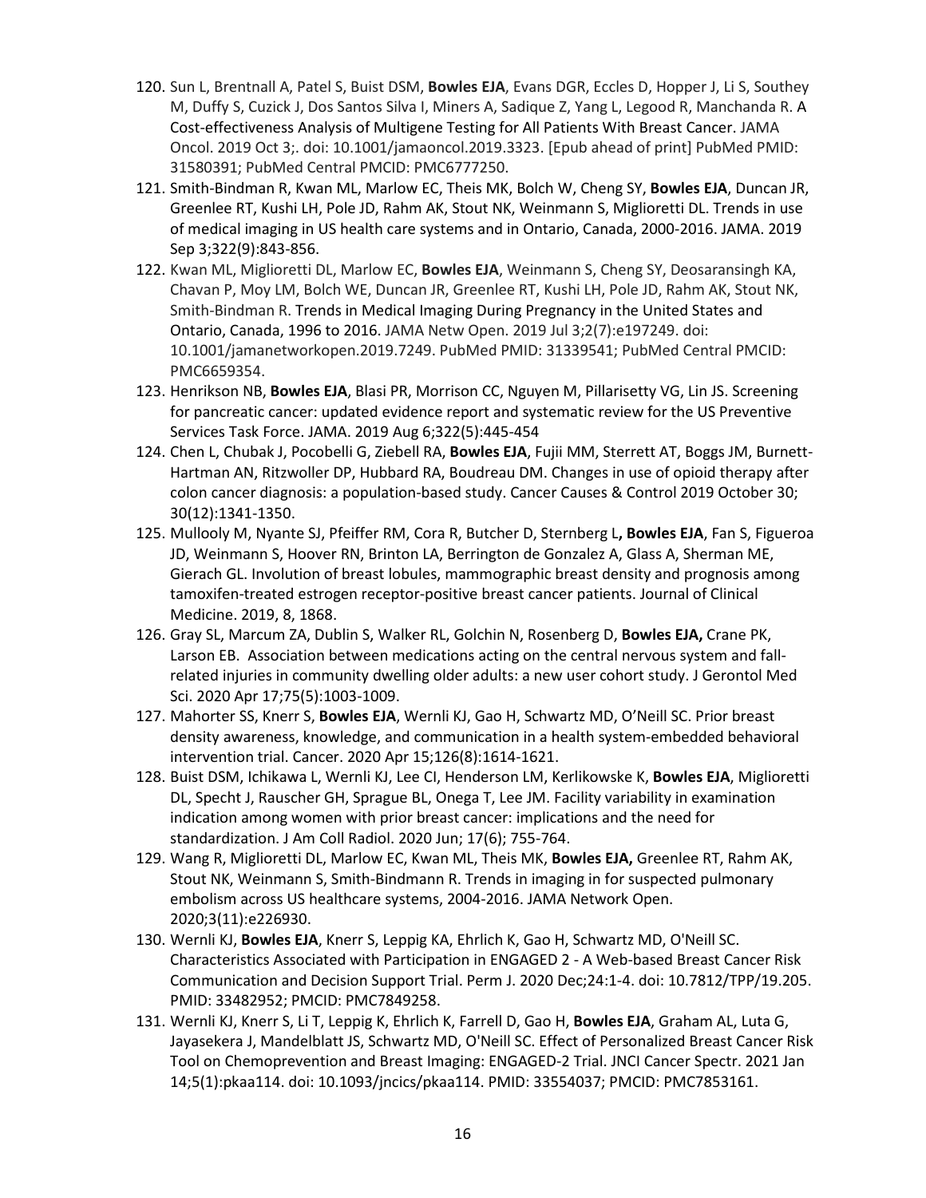120. Sun L, Brentnall A, Patel S, Buist DSM, **Bowles EJA**, Evans DGR, Eccles D, Hopper J, Li S, Southey M, Duffy S, Cuzick J, Dos Santos Silva I, Miners A, Sadique Z, Yang L, Legood R, Manchanda R. A Cost-effectiveness Analysis of Multigene Testing for All Patients With Breast Cancer. JAMA Oncol. 2019 Oct 3;. doi: 10.1001/jamaoncol.2019.3323. [Epub ahead of print] PubMed PMID: 31580391; PubMed Central PMCID: PMC6777250.
121. Smith-Bindman R, Kwan ML, Marlow EC, Theis MK, Bolch W, Cheng SY, **Bowles EJA**, Duncan JR, Greenlee RT, Kushi LH, Pole JD, Rahm AK, Stout NK, Weinmann S, Miglioretti DL. Trends in use of medical imaging in US health care systems and in Ontario, Canada, 2000-2016. JAMA. 2019 Sep 3;322(9):843-856.
122. Kwan ML, Miglioretti DL, Marlow EC, **Bowles EJA**, Weinmann S, Cheng SY, Deosaransingh KA, Chavan P, Moy LM, Bolch WE, Duncan JR, Greenlee RT, Kushi LH, Pole JD, Rahm AK, Stout NK, Smith-Bindman R. Trends in Medical Imaging During Pregnancy in the United States and Ontario, Canada, 1996 to 2016. JAMA Netw Open. 2019 Jul 3;2(7):e197249. doi: 10.1001/jamanetworkopen.2019.7249. PubMed PMID: 31339541; PubMed Central PMCID: PMC6659354.
123. Henrikson NB, **Bowles EJA**, Blasi PR, Morrison CC, Nguyen M, Pillarisetty VG, Lin JS. Screening for pancreatic cancer: updated evidence report and systematic review for the US Preventive Services Task Force. JAMA. 2019 Aug 6;322(5):445-454
124. Chen L, Chubak J, Pocobelli G, Ziebell RA, **Bowles EJA**, Fujii MM, Sterrett AT, Boggs JM, Burnett-Hartman AN, Ritzwoller DP, Hubbard RA, Boudreau DM. Changes in use of opioid therapy after colon cancer diagnosis: a population-based study. Cancer Causes & Control 2019 October 30; 30(12):1341-1350.
125. Mullooly M, Nyante SJ, Pfeiffer RM, Cora R, Butcher D, Sternberg L**, Bowles EJA**, Fan S, Figueroa JD, Weinmann S, Hoover RN, Brinton LA, Berrington de Gonzalez A, Glass A, Sherman ME, Gierach GL. Involution of breast lobules, mammographic breast density and prognosis among tamoxifen-treated estrogen receptor-positive breast cancer patients. Journal of Clinical Medicine. 2019, 8, 1868.
126. Gray SL, Marcum ZA, Dublin S, Walker RL, Golchin N, Rosenberg D, **Bowles EJA,** Crane PK, Larson EB. Association between medications acting on the central nervous system and fall-related injuries in community dwelling older adults: a new user cohort study. J Gerontol Med Sci. 2020 Apr 17;75(5):1003-1009.
127. Mahorter SS, Knerr S, **Bowles EJA**, Wernli KJ, Gao H, Schwartz MD, O'Neill SC. Prior breast density awareness, knowledge, and communication in a health system-embedded behavioral intervention trial. Cancer. 2020 Apr 15;126(8):1614-1621.
128. Buist DSM, Ichikawa L, Wernli KJ, Lee CI, Henderson LM, Kerlikowske K, **Bowles EJA**, Miglioretti DL, Specht J, Rauscher GH, Sprague BL, Onega T, Lee JM. Facility variability in examination indication among women with prior breast cancer: implications and the need for standardization. J Am Coll Radiol. 2020 Jun; 17(6); 755-764.
129. Wang R, Miglioretti DL, Marlow EC, Kwan ML, Theis MK, **Bowles EJA,** Greenlee RT, Rahm AK, Stout NK, Weinmann S, Smith-Bindmann R. Trends in imaging in for suspected pulmonary embolism across US healthcare systems, 2004-2016. JAMA Network Open. 2020;3(11):e226930.
130. Wernli KJ, **Bowles EJA**, Knerr S, Leppig KA, Ehrlich K, Gao H, Schwartz MD, O'Neill SC. Characteristics Associated with Participation in ENGAGED 2 - A Web-based Breast Cancer Risk Communication and Decision Support Trial. Perm J. 2020 Dec;24:1-4. doi: 10.7812/TPP/19.205. PMID: 33482952; PMCID: PMC7849258.
131. Wernli KJ, Knerr S, Li T, Leppig K, Ehrlich K, Farrell D, Gao H, **Bowles EJA**, Graham AL, Luta G, Jayasekera J, Mandelblatt JS, Schwartz MD, O'Neill SC. Effect of Personalized Breast Cancer Risk Tool on Chemoprevention and Breast Imaging: ENGAGED-2 Trial. JNCI Cancer Spectr. 2021 Jan 14;5(1):pkaa114. doi: 10.1093/jncics/pkaa114. PMID: 33554037; PMCID: PMC7853161.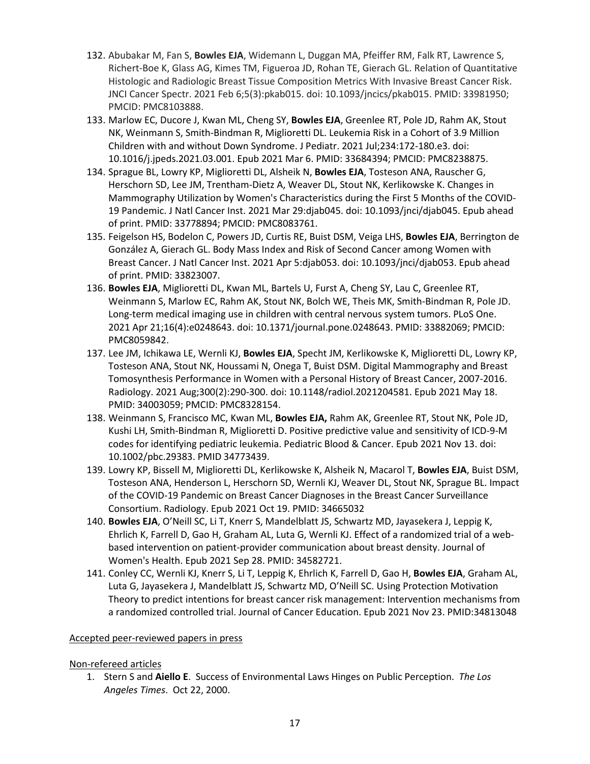132. Abubakar M, Fan S, **Bowles EJA**, Widemann L, Duggan MA, Pfeiffer RM, Falk RT, Lawrence S, Richert-Boe K, Glass AG, Kimes TM, Figueroa JD, Rohan TE, Gierach GL. Relation of Quantitative Histologic and Radiologic Breast Tissue Composition Metrics With Invasive Breast Cancer Risk. JNCI Cancer Spectr. 2021 Feb 6;5(3):pkab015. doi: 10.1093/jncics/pkab015. PMID: 33981950; PMCID: PMC8103888.
133. Marlow EC, Ducore J, Kwan ML, Cheng SY, **Bowles EJA**, Greenlee RT, Pole JD, Rahm AK, Stout NK, Weinmann S, Smith-Bindman R, Miglioretti DL. Leukemia Risk in a Cohort of 3.9 Million Children with and without Down Syndrome. J Pediatr. 2021 Jul;234:172-180.e3. doi: 10.1016/j.jpeds.2021.03.001. Epub 2021 Mar 6. PMID: 33684394; PMCID: PMC8238875.
134. Sprague BL, Lowry KP, Miglioretti DL, Alsheik N, **Bowles EJA**, Tosteson ANA, Rauscher G, Herschorn SD, Lee JM, Trentham-Dietz A, Weaver DL, Stout NK, Kerlikowske K. Changes in Mammography Utilization by Women's Characteristics during the First 5 Months of the COVID-19 Pandemic. J Natl Cancer Inst. 2021 Mar 29:djab045. doi: 10.1093/jnci/djab045. Epub ahead of print. PMID: 33778894; PMCID: PMC8083761.
135. Feigelson HS, Bodelon C, Powers JD, Curtis RE, Buist DSM, Veiga LHS, **Bowles EJA**, Berrington de González A, Gierach GL. Body Mass Index and Risk of Second Cancer among Women with Breast Cancer. J Natl Cancer Inst. 2021 Apr 5:djab053. doi: 10.1093/jnci/djab053. Epub ahead of print. PMID: 33823007.
136. **Bowles EJA**, Miglioretti DL, Kwan ML, Bartels U, Furst A, Cheng SY, Lau C, Greenlee RT, Weinmann S, Marlow EC, Rahm AK, Stout NK, Bolch WE, Theis MK, Smith-Bindman R, Pole JD. Long-term medical imaging use in children with central nervous system tumors. PLoS One. 2021 Apr 21;16(4):e0248643. doi: 10.1371/journal.pone.0248643. PMID: 33882069; PMCID: PMC8059842.
137. Lee JM, Ichikawa LE, Wernli KJ, **Bowles EJA**, Specht JM, Kerlikowske K, Miglioretti DL, Lowry KP, Tosteson ANA, Stout NK, Houssami N, Onega T, Buist DSM. Digital Mammography and Breast Tomosynthesis Performance in Women with a Personal History of Breast Cancer, 2007-2016. Radiology. 2021 Aug;300(2):290-300. doi: 10.1148/radiol.2021204581. Epub 2021 May 18. PMID: 34003059; PMCID: PMC8328154.
138. Weinmann S, Francisco MC, Kwan ML, **Bowles EJA,** Rahm AK, Greenlee RT, Stout NK, Pole JD, Kushi LH, Smith-Bindman R, Miglioretti D. Positive predictive value and sensitivity of ICD-9-M codes for identifying pediatric leukemia. Pediatric Blood & Cancer. Epub 2021 Nov 13. doi: 10.1002/pbc.29383. PMID 34773439.
139. Lowry KP, Bissell M, Miglioretti DL, Kerlikowske K, Alsheik N, Macarol T, **Bowles EJA**, Buist DSM, Tosteson ANA, Henderson L, Herschorn SD, Wernli KJ, Weaver DL, Stout NK, Sprague BL. Impact of the COVID-19 Pandemic on Breast Cancer Diagnoses in the Breast Cancer Surveillance Consortium. Radiology. Epub 2021 Oct 19. PMID: 34665032
140. **Bowles EJA**, O'Neill SC, Li T, Knerr S, Mandelblatt JS, Schwartz MD, Jayasekera J, Leppig K, Ehrlich K, Farrell D, Gao H, Graham AL, Luta G, Wernli KJ. Effect of a randomized trial of a web-based intervention on patient-provider communication about breast density. Journal of Women's Health. Epub 2021 Sep 28. PMID: 34582721.
141. Conley CC, Wernli KJ, Knerr S, Li T, Leppig K, Ehrlich K, Farrell D, Gao H, **Bowles EJA**, Graham AL, Luta G, Jayasekera J, Mandelblatt JS, Schwartz MD, O'Neill SC. Using Protection Motivation Theory to predict intentions for breast cancer risk management: Intervention mechanisms from a randomized controlled trial. Journal of Cancer Education. Epub 2021 Nov 23. PMID:34813048

Accepted peer-reviewed papers in press

Non-refereed articles

1. Stern S and **Aiello E**. Success of Environmental Laws Hinges on Public Perception. *The Los Angeles Times*. Oct 22, 2000.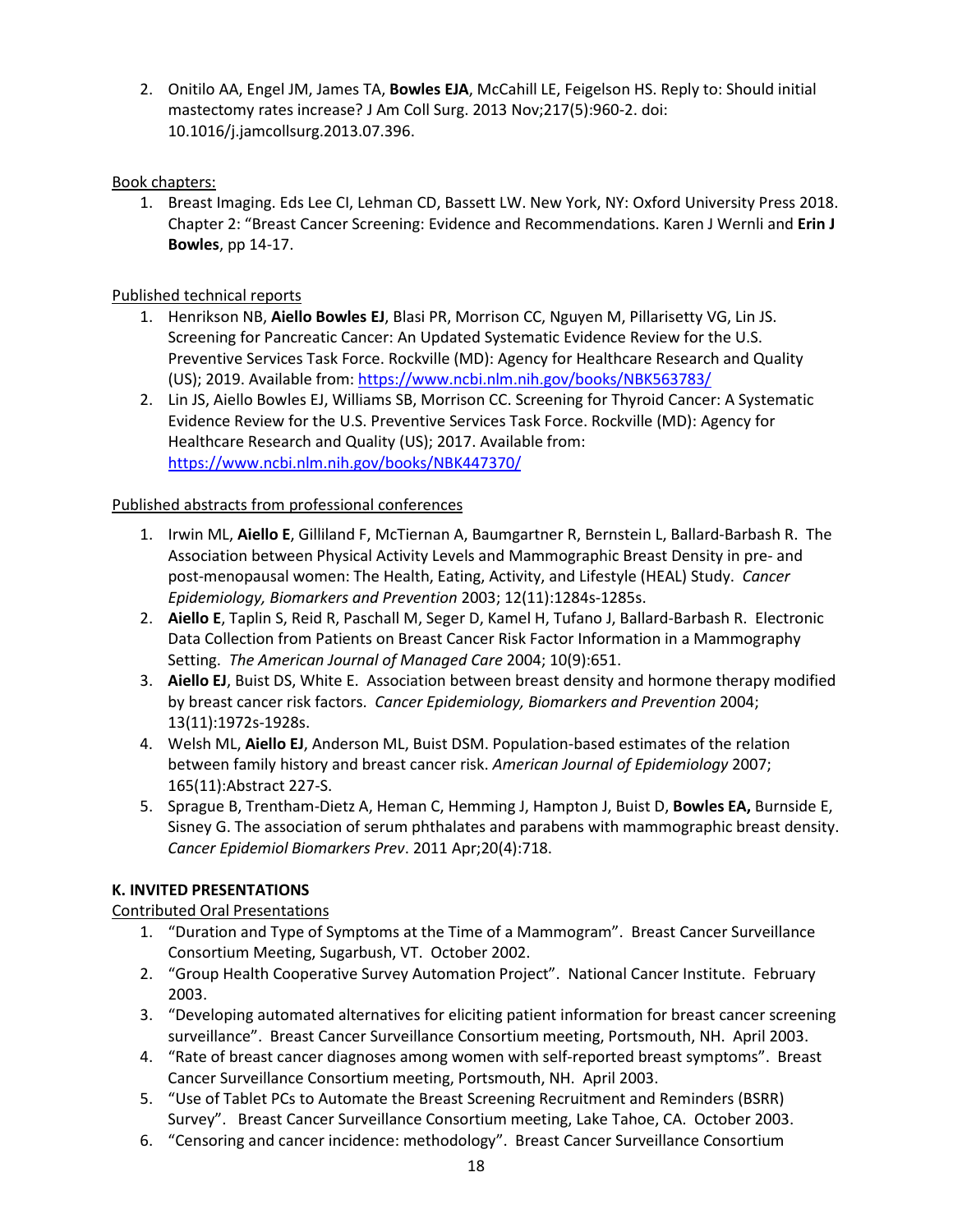2. Onitilo AA, Engel JM, James TA, **Bowles EJA**, McCahill LE, Feigelson HS. Reply to: Should initial mastectomy rates increase? J Am Coll Surg. 2013 Nov;217(5):960-2. doi: 10.1016/j.jamcollsurg.2013.07.396.

<u>Book chapters:</u>

1. Breast Imaging. Eds Lee CI, Lehman CD, Bassett LW. New York, NY: Oxford University Press 2018. Chapter 2: "Breast Cancer Screening: Evidence and Recommendations. Karen J Wernli and **Erin J Bowles**, pp 14-17.

<u>Published technical reports</u>

1. Henrikson NB, **Aiello Bowles EJ**, Blasi PR, Morrison CC, Nguyen M, Pillarisetty VG, Lin JS. Screening for Pancreatic Cancer: An Updated Systematic Evidence Review for the U.S. Preventive Services Task Force. Rockville (MD): Agency for Healthcare Research and Quality (US); 2019. Available from: https://www.ncbi.nlm.nih.gov/books/NBK563783/
2. Lin JS, Aiello Bowles EJ, Williams SB, Morrison CC. Screening for Thyroid Cancer: A Systematic Evidence Review for the U.S. Preventive Services Task Force. Rockville (MD): Agency for Healthcare Research and Quality (US); 2017. Available from: https://www.ncbi.nlm.nih.gov/books/NBK447370/

<u>Published abstracts from professional conferences</u>

1. Irwin ML, **Aiello E**, Gilliland F, McTiernan A, Baumgartner R, Bernstein L, Ballard-Barbash R. The Association between Physical Activity Levels and Mammographic Breast Density in pre- and post-menopausal women: The Health, Eating, Activity, and Lifestyle (HEAL) Study. *Cancer Epidemiology, Biomarkers and Prevention* 2003; 12(11):1284s-1285s.
2. **Aiello E**, Taplin S, Reid R, Paschall M, Seger D, Kamel H, Tufano J, Ballard-Barbash R. Electronic Data Collection from Patients on Breast Cancer Risk Factor Information in a Mammography Setting. *The American Journal of Managed Care* 2004; 10(9):651.
3. **Aiello EJ**, Buist DS, White E. Association between breast density and hormone therapy modified by breast cancer risk factors. *Cancer Epidemiology, Biomarkers and Prevention* 2004; 13(11):1972s-1928s.
4. Welsh ML, **Aiello EJ**, Anderson ML, Buist DSM. Population-based estimates of the relation between family history and breast cancer risk. *American Journal of Epidemiology* 2007; 165(11):Abstract 227-S.
5. Sprague B, Trentham-Dietz A, Heman C, Hemming J, Hampton J, Buist D, **Bowles EA,** Burnside E, Sisney G. The association of serum phthalates and parabens with mammographic breast density. *Cancer Epidemiol Biomarkers Prev*. 2011 Apr;20(4):718.

**K. INVITED PRESENTATIONS**

<u>Contributed Oral Presentations</u>

1. "Duration and Type of Symptoms at the Time of a Mammogram". Breast Cancer Surveillance Consortium Meeting, Sugarbush, VT. October 2002.
2. "Group Health Cooperative Survey Automation Project". National Cancer Institute. February 2003.
3. "Developing automated alternatives for eliciting patient information for breast cancer screening surveillance". Breast Cancer Surveillance Consortium meeting, Portsmouth, NH. April 2003.
4. "Rate of breast cancer diagnoses among women with self-reported breast symptoms". Breast Cancer Surveillance Consortium meeting, Portsmouth, NH. April 2003.
5. "Use of Tablet PCs to Automate the Breast Screening Recruitment and Reminders (BSRR) Survey". Breast Cancer Surveillance Consortium meeting, Lake Tahoe, CA. October 2003.
6. "Censoring and cancer incidence: methodology". Breast Cancer Surveillance Consortium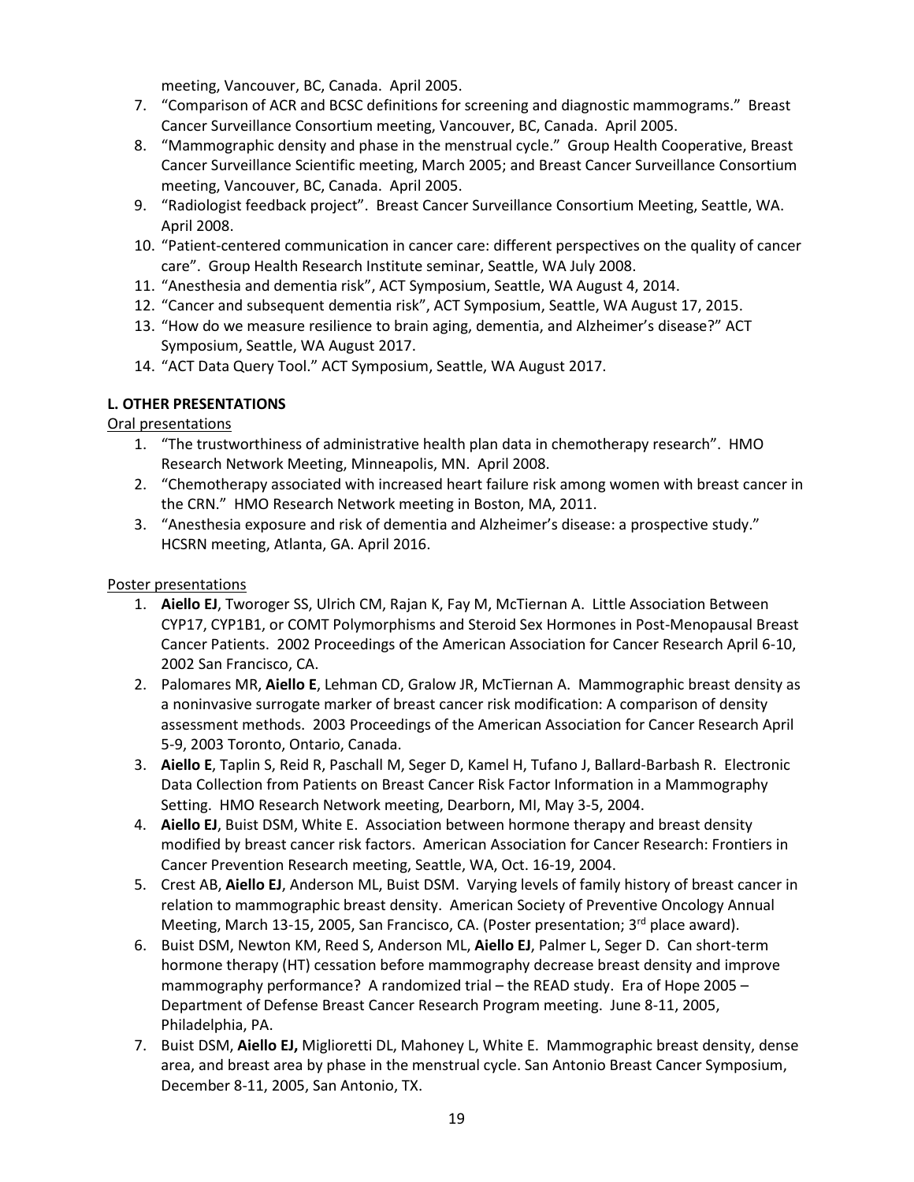meeting, Vancouver, BC, Canada. April 2005.

7. "Comparison of ACR and BCSC definitions for screening and diagnostic mammograms." Breast Cancer Surveillance Consortium meeting, Vancouver, BC, Canada. April 2005.
8. "Mammographic density and phase in the menstrual cycle." Group Health Cooperative, Breast Cancer Surveillance Scientific meeting, March 2005; and Breast Cancer Surveillance Consortium meeting, Vancouver, BC, Canada. April 2005.
9. "Radiologist feedback project". Breast Cancer Surveillance Consortium Meeting, Seattle, WA. April 2008.
10. "Patient-centered communication in cancer care: different perspectives on the quality of cancer care". Group Health Research Institute seminar, Seattle, WA July 2008.
11. "Anesthesia and dementia risk", ACT Symposium, Seattle, WA August 4, 2014.
12. "Cancer and subsequent dementia risk", ACT Symposium, Seattle, WA August 17, 2015.
13. "How do we measure resilience to brain aging, dementia, and Alzheimer's disease?" ACT Symposium, Seattle, WA August 2017.
14. "ACT Data Query Tool." ACT Symposium, Seattle, WA August 2017.

**L. OTHER PRESENTATIONS**

Oral presentations

1. "The trustworthiness of administrative health plan data in chemotherapy research". HMO Research Network Meeting, Minneapolis, MN. April 2008.
2. "Chemotherapy associated with increased heart failure risk among women with breast cancer in the CRN." HMO Research Network meeting in Boston, MA, 2011.
3. "Anesthesia exposure and risk of dementia and Alzheimer's disease: a prospective study." HCSRN meeting, Atlanta, GA. April 2016.

Poster presentations

1. **Aiello EJ**, Tworoger SS, Ulrich CM, Rajan K, Fay M, McTiernan A. Little Association Between CYP17, CYP1B1, or COMT Polymorphisms and Steroid Sex Hormones in Post-Menopausal Breast Cancer Patients. 2002 Proceedings of the American Association for Cancer Research April 6-10, 2002 San Francisco, CA.
2. Palomares MR, **Aiello E**, Lehman CD, Gralow JR, McTiernan A. Mammographic breast density as a noninvasive surrogate marker of breast cancer risk modification: A comparison of density assessment methods. 2003 Proceedings of the American Association for Cancer Research April 5-9, 2003 Toronto, Ontario, Canada.
3. **Aiello E**, Taplin S, Reid R, Paschall M, Seger D, Kamel H, Tufano J, Ballard-Barbash R. Electronic Data Collection from Patients on Breast Cancer Risk Factor Information in a Mammography Setting. HMO Research Network meeting, Dearborn, MI, May 3-5, 2004.
4. **Aiello EJ**, Buist DSM, White E. Association between hormone therapy and breast density modified by breast cancer risk factors. American Association for Cancer Research: Frontiers in Cancer Prevention Research meeting, Seattle, WA, Oct. 16-19, 2004.
5. Crest AB, **Aiello EJ**, Anderson ML, Buist DSM. Varying levels of family history of breast cancer in relation to mammographic breast density. American Society of Preventive Oncology Annual Meeting, March 13-15, 2005, San Francisco, CA. (Poster presentation; 3rd place award).
6. Buist DSM, Newton KM, Reed S, Anderson ML, **Aiello EJ**, Palmer L, Seger D. Can short-term hormone therapy (HT) cessation before mammography decrease breast density and improve mammography performance? A randomized trial – the READ study. Era of Hope 2005 – Department of Defense Breast Cancer Research Program meeting. June 8-11, 2005, Philadelphia, PA.
7. Buist DSM, **Aiello EJ,** Miglioretti DL, Mahoney L, White E. Mammographic breast density, dense area, and breast area by phase in the menstrual cycle. San Antonio Breast Cancer Symposium, December 8-11, 2005, San Antonio, TX.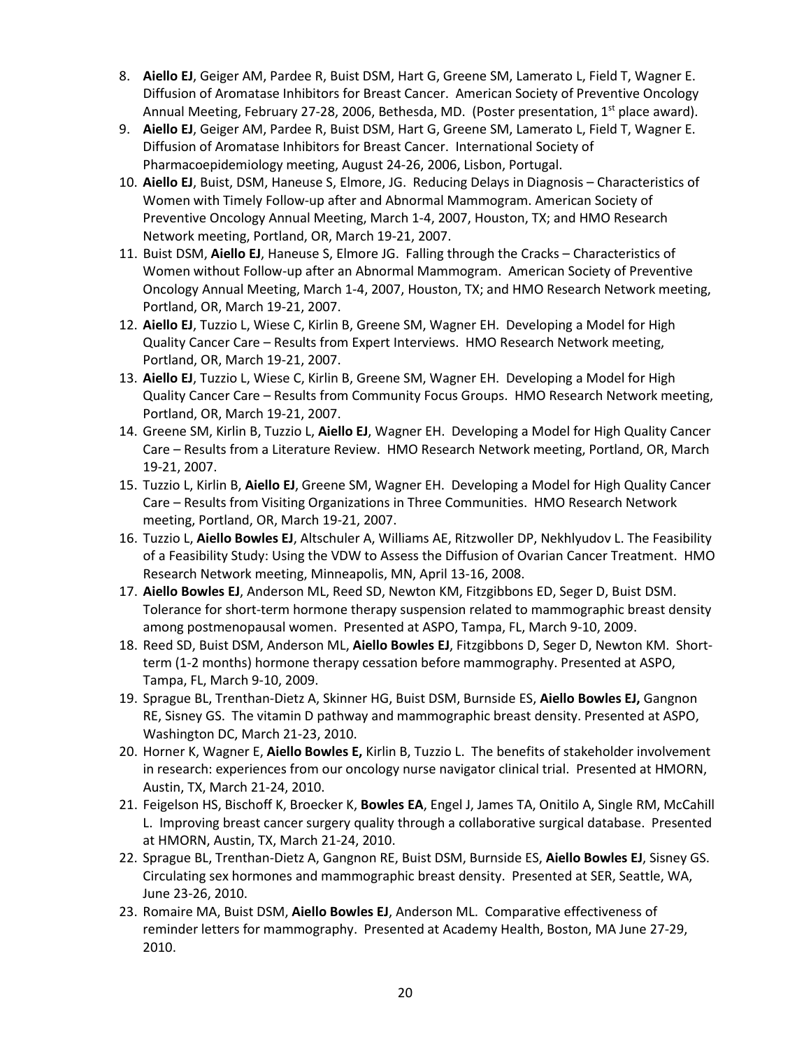8. **Aiello EJ**, Geiger AM, Pardee R, Buist DSM, Hart G, Greene SM, Lamerato L, Field T, Wagner E. Diffusion of Aromatase Inhibitors for Breast Cancer. American Society of Preventive Oncology Annual Meeting, February 27-28, 2006, Bethesda, MD. (Poster presentation, 1st place award).
9. **Aiello EJ**, Geiger AM, Pardee R, Buist DSM, Hart G, Greene SM, Lamerato L, Field T, Wagner E. Diffusion of Aromatase Inhibitors for Breast Cancer. International Society of Pharmacoepidemiology meeting, August 24-26, 2006, Lisbon, Portugal.
10. **Aiello EJ**, Buist, DSM, Haneuse S, Elmore, JG. Reducing Delays in Diagnosis – Characteristics of Women with Timely Follow-up after and Abnormal Mammogram. American Society of Preventive Oncology Annual Meeting, March 1-4, 2007, Houston, TX; and HMO Research Network meeting, Portland, OR, March 19-21, 2007.
11. Buist DSM, **Aiello EJ**, Haneuse S, Elmore JG. Falling through the Cracks – Characteristics of Women without Follow-up after an Abnormal Mammogram. American Society of Preventive Oncology Annual Meeting, March 1-4, 2007, Houston, TX; and HMO Research Network meeting, Portland, OR, March 19-21, 2007.
12. **Aiello EJ**, Tuzzio L, Wiese C, Kirlin B, Greene SM, Wagner EH. Developing a Model for High Quality Cancer Care – Results from Expert Interviews. HMO Research Network meeting, Portland, OR, March 19-21, 2007.
13. **Aiello EJ**, Tuzzio L, Wiese C, Kirlin B, Greene SM, Wagner EH. Developing a Model for High Quality Cancer Care – Results from Community Focus Groups. HMO Research Network meeting, Portland, OR, March 19-21, 2007.
14. Greene SM, Kirlin B, Tuzzio L, **Aiello EJ**, Wagner EH. Developing a Model for High Quality Cancer Care – Results from a Literature Review. HMO Research Network meeting, Portland, OR, March 19-21, 2007.
15. Tuzzio L, Kirlin B, **Aiello EJ**, Greene SM, Wagner EH. Developing a Model for High Quality Cancer Care – Results from Visiting Organizations in Three Communities. HMO Research Network meeting, Portland, OR, March 19-21, 2007.
16. Tuzzio L, **Aiello Bowles EJ**, Altschuler A, Williams AE, Ritzwoller DP, Nekhlyudov L. The Feasibility of a Feasibility Study: Using the VDW to Assess the Diffusion of Ovarian Cancer Treatment. HMO Research Network meeting, Minneapolis, MN, April 13-16, 2008.
17. **Aiello Bowles EJ**, Anderson ML, Reed SD, Newton KM, Fitzgibbons ED, Seger D, Buist DSM. Tolerance for short-term hormone therapy suspension related to mammographic breast density among postmenopausal women. Presented at ASPO, Tampa, FL, March 9-10, 2009.
18. Reed SD, Buist DSM, Anderson ML, **Aiello Bowles EJ**, Fitzgibbons D, Seger D, Newton KM. Short-term (1-2 months) hormone therapy cessation before mammography. Presented at ASPO, Tampa, FL, March 9-10, 2009.
19. Sprague BL, Trenthan-Dietz A, Skinner HG, Buist DSM, Burnside ES, **Aiello Bowles EJ,** Gangnon RE, Sisney GS. The vitamin D pathway and mammographic breast density. Presented at ASPO, Washington DC, March 21-23, 2010.
20. Horner K, Wagner E, **Aiello Bowles E,** Kirlin B, Tuzzio L. The benefits of stakeholder involvement in research: experiences from our oncology nurse navigator clinical trial. Presented at HMORN, Austin, TX, March 21-24, 2010.
21. Feigelson HS, Bischoff K, Broecker K, **Bowles EA**, Engel J, James TA, Onitilo A, Single RM, McCahill L. Improving breast cancer surgery quality through a collaborative surgical database. Presented at HMORN, Austin, TX, March 21-24, 2010.
22. Sprague BL, Trenthan-Dietz A, Gangnon RE, Buist DSM, Burnside ES, **Aiello Bowles EJ**, Sisney GS. Circulating sex hormones and mammographic breast density. Presented at SER, Seattle, WA, June 23-26, 2010.
23. Romaire MA, Buist DSM, **Aiello Bowles EJ**, Anderson ML. Comparative effectiveness of reminder letters for mammography. Presented at Academy Health, Boston, MA June 27-29, 2010.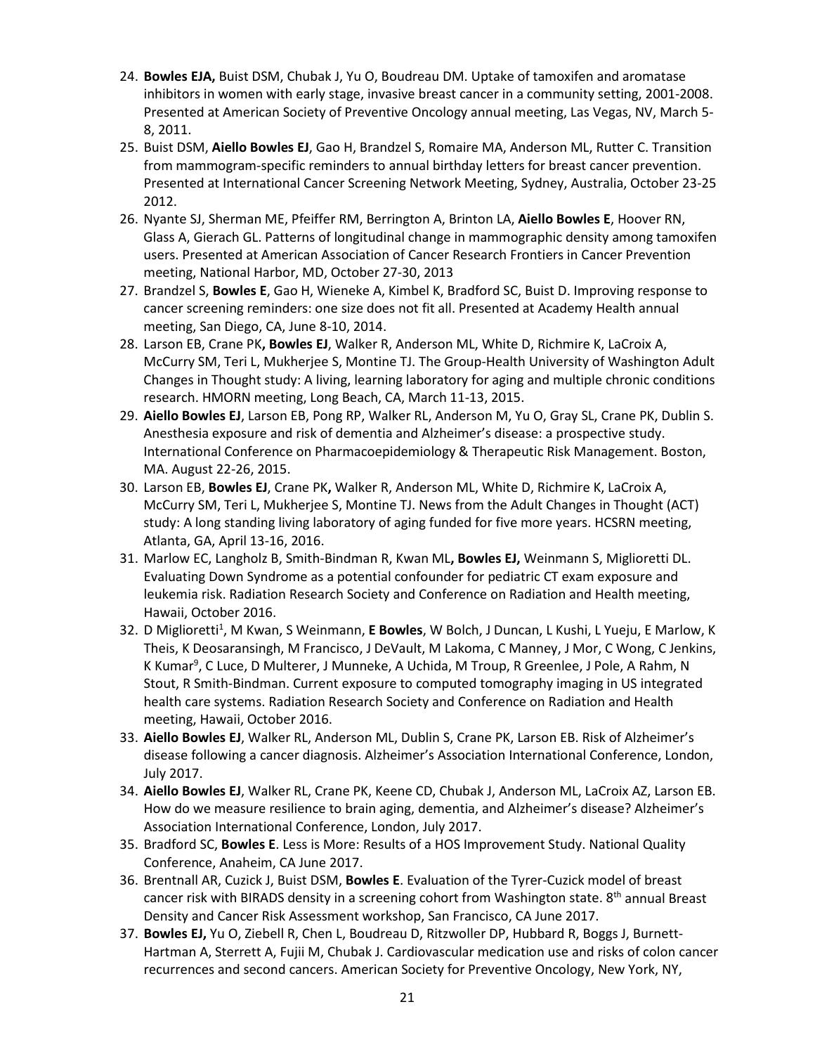24. **Bowles EJA,** Buist DSM, Chubak J, Yu O, Boudreau DM. Uptake of tamoxifen and aromatase inhibitors in women with early stage, invasive breast cancer in a community setting, 2001-2008. Presented at American Society of Preventive Oncology annual meeting, Las Vegas, NV, March 5-8, 2011.
25. Buist DSM, **Aiello Bowles EJ**, Gao H, Brandzel S, Romaire MA, Anderson ML, Rutter C. Transition from mammogram-specific reminders to annual birthday letters for breast cancer prevention. Presented at International Cancer Screening Network Meeting, Sydney, Australia, October 23-25 2012.
26. Nyante SJ, Sherman ME, Pfeiffer RM, Berrington A, Brinton LA, **Aiello Bowles E**, Hoover RN, Glass A, Gierach GL. Patterns of longitudinal change in mammographic density among tamoxifen users. Presented at American Association of Cancer Research Frontiers in Cancer Prevention meeting, National Harbor, MD, October 27-30, 2013
27. Brandzel S, **Bowles E**, Gao H, Wieneke A, Kimbel K, Bradford SC, Buist D. Improving response to cancer screening reminders: one size does not fit all. Presented at Academy Health annual meeting, San Diego, CA, June 8-10, 2014.
28. Larson EB, Crane PK**, Bowles EJ**, Walker R, Anderson ML, White D, Richmire K, LaCroix A, McCurry SM, Teri L, Mukherjee S, Montine TJ. The Group-Health University of Washington Adult Changes in Thought study: A living, learning laboratory for aging and multiple chronic conditions research. HMORN meeting, Long Beach, CA, March 11-13, 2015.
29. **Aiello Bowles EJ**, Larson EB, Pong RP, Walker RL, Anderson M, Yu O, Gray SL, Crane PK, Dublin S. Anesthesia exposure and risk of dementia and Alzheimer's disease: a prospective study. International Conference on Pharmacoepidemiology & Therapeutic Risk Management. Boston, MA. August 22-26, 2015.
30. Larson EB, **Bowles EJ**, Crane PK**,** Walker R, Anderson ML, White D, Richmire K, LaCroix A, McCurry SM, Teri L, Mukherjee S, Montine TJ. News from the Adult Changes in Thought (ACT) study: A long standing living laboratory of aging funded for five more years. HCSRN meeting, Atlanta, GA, April 13-16, 2016.
31. Marlow EC, Langholz B, Smith-Bindman R, Kwan ML**, Bowles EJ,** Weinmann S, Miglioretti DL. Evaluating Down Syndrome as a potential confounder for pediatric CT exam exposure and leukemia risk. Radiation Research Society and Conference on Radiation and Health meeting, Hawaii, October 2016.
32. D Miglioretti[1], M Kwan, S Weinmann, **E Bowles**, W Bolch, J Duncan, L Kushi, L Yueju, E Marlow, K Theis, K Deosaransingh, M Francisco, J DeVault, M Lakoma, C Manney, J Mor, C Wong, C Jenkins, K Kumar[9], C Luce, D Multerer, J Munneke, A Uchida, M Troup, R Greenlee, J Pole, A Rahm, N Stout, R Smith-Bindman. Current exposure to computed tomography imaging in US integrated health care systems. Radiation Research Society and Conference on Radiation and Health meeting, Hawaii, October 2016.
33. **Aiello Bowles EJ**, Walker RL, Anderson ML, Dublin S, Crane PK, Larson EB. Risk of Alzheimer's disease following a cancer diagnosis. Alzheimer's Association International Conference, London, July 2017.
34. **Aiello Bowles EJ**, Walker RL, Crane PK, Keene CD, Chubak J, Anderson ML, LaCroix AZ, Larson EB. How do we measure resilience to brain aging, dementia, and Alzheimer's disease? Alzheimer's Association International Conference, London, July 2017.
35. Bradford SC, **Bowles E**. Less is More: Results of a HOS Improvement Study. National Quality Conference, Anaheim, CA June 2017.
36. Brentnall AR, Cuzick J, Buist DSM, **Bowles E**. Evaluation of the Tyrer-Cuzick model of breast cancer risk with BIRADS density in a screening cohort from Washington state. 8th annual Breast Density and Cancer Risk Assessment workshop, San Francisco, CA June 2017.
37. **Bowles EJ,** Yu O, Ziebell R, Chen L, Boudreau D, Ritzwoller DP, Hubbard R, Boggs J, Burnett-Hartman A, Sterrett A, Fujii M, Chubak J. Cardiovascular medication use and risks of colon cancer recurrences and second cancers. American Society for Preventive Oncology, New York, NY,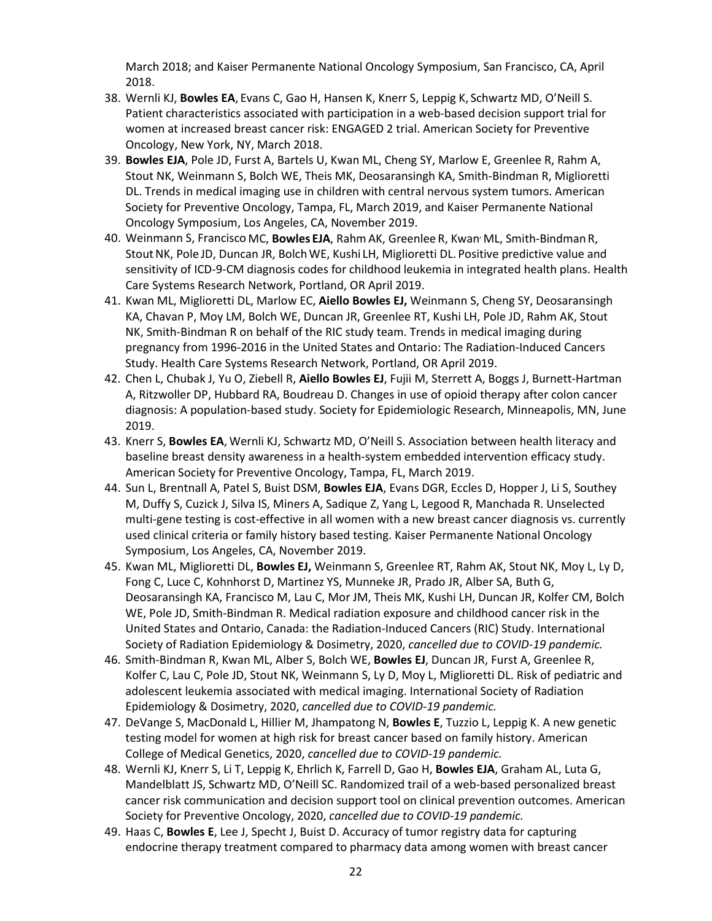March 2018; and Kaiser Permanente National Oncology Symposium, San Francisco, CA, April 2018.

38. Wernli KJ, **Bowles EA**, Evans C, Gao H, Hansen K, Knerr S, Leppig K, Schwartz MD, O'Neill S. Patient characteristics associated with participation in a web-based decision support trial for women at increased breast cancer risk: ENGAGED 2 trial. American Society for Preventive Oncology, New York, NY, March 2018.
39. **Bowles EJA**, Pole JD, Furst A, Bartels U, Kwan ML, Cheng SY, Marlow E, Greenlee R, Rahm A, Stout NK, Weinmann S, Bolch WE, Theis MK, Deosaransingh KA, Smith-Bindman R, Miglioretti DL. Trends in medical imaging use in children with central nervous system tumors. American Society for Preventive Oncology, Tampa, FL, March 2019, and Kaiser Permanente National Oncology Symposium, Los Angeles, CA, November 2019.
40. Weinmann S, Francisco MC, **Bowles EJA**, Rahm AK, Greenlee R, Kwan ML, Smith-Bindman R, Stout NK, Pole JD, Duncan JR, Bolch WE, Kushi LH, Miglioretti DL. Positive predictive value and sensitivity of ICD-9-CM diagnosis codes for childhood leukemia in integrated health plans. Health Care Systems Research Network, Portland, OR April 2019.
41. Kwan ML, Miglioretti DL, Marlow EC, **Aiello Bowles EJ,** Weinmann S, Cheng SY, Deosaransingh KA, Chavan P, Moy LM, Bolch WE, Duncan JR, Greenlee RT, Kushi LH, Pole JD, Rahm AK, Stout NK, Smith-Bindman R on behalf of the RIC study team. Trends in medical imaging during pregnancy from 1996-2016 in the United States and Ontario: The Radiation-Induced Cancers Study. Health Care Systems Research Network, Portland, OR April 2019.
42. Chen L, Chubak J, Yu O, Ziebell R, **Aiello Bowles EJ**, Fujii M, Sterrett A, Boggs J, Burnett-Hartman A, Ritzwoller DP, Hubbard RA, Boudreau D. Changes in use of opioid therapy after colon cancer diagnosis: A population-based study. Society for Epidemiologic Research, Minneapolis, MN, June 2019.
43. Knerr S, **Bowles EA**, Wernli KJ, Schwartz MD, O'Neill S. Association between health literacy and baseline breast density awareness in a health-system embedded intervention efficacy study. American Society for Preventive Oncology, Tampa, FL, March 2019.
44. Sun L, Brentnall A, Patel S, Buist DSM, **Bowles EJA**, Evans DGR, Eccles D, Hopper J, Li S, Southey M, Duffy S, Cuzick J, Silva IS, Miners A, Sadique Z, Yang L, Legood R, Manchada R. Unselected multi-gene testing is cost-effective in all women with a new breast cancer diagnosis vs. currently used clinical criteria or family history based testing. Kaiser Permanente National Oncology Symposium, Los Angeles, CA, November 2019.
45. Kwan ML, Miglioretti DL, **Bowles EJ,** Weinmann S, Greenlee RT, Rahm AK, Stout NK, Moy L, Ly D, Fong C, Luce C, Kohnhorst D, Martinez YS, Munneke JR, Prado JR, Alber SA, Buth G, Deosaransingh KA, Francisco M, Lau C, Mor JM, Theis MK, Kushi LH, Duncan JR, Kolfer CM, Bolch WE, Pole JD, Smith-Bindman R. Medical radiation exposure and childhood cancer risk in the United States and Ontario, Canada: the Radiation-Induced Cancers (RIC) Study. International Society of Radiation Epidemiology & Dosimetry, 2020, *cancelled due to COVID-19 pandemic.*
46. Smith-Bindman R, Kwan ML, Alber S, Bolch WE, **Bowles EJ**, Duncan JR, Furst A, Greenlee R, Kolfer C, Lau C, Pole JD, Stout NK, Weinmann S, Ly D, Moy L, Miglioretti DL. Risk of pediatric and adolescent leukemia associated with medical imaging. International Society of Radiation Epidemiology & Dosimetry, 2020, *cancelled due to COVID-19 pandemic.*
47. DeVange S, MacDonald L, Hillier M, Jhampatong N, **Bowles E**, Tuzzio L, Leppig K. A new genetic testing model for women at high risk for breast cancer based on family history. American College of Medical Genetics, 2020, *cancelled due to COVID-19 pandemic.*
48. Wernli KJ, Knerr S, Li T, Leppig K, Ehrlich K, Farrell D, Gao H, **Bowles EJA**, Graham AL, Luta G, Mandelblatt JS, Schwartz MD, O'Neill SC. Randomized trail of a web-based personalized breast cancer risk communication and decision support tool on clinical prevention outcomes. American Society for Preventive Oncology, 2020, *cancelled due to COVID-19 pandemic.*
49. Haas C, **Bowles E**, Lee J, Specht J, Buist D. Accuracy of tumor registry data for capturing endocrine therapy treatment compared to pharmacy data among women with breast cancer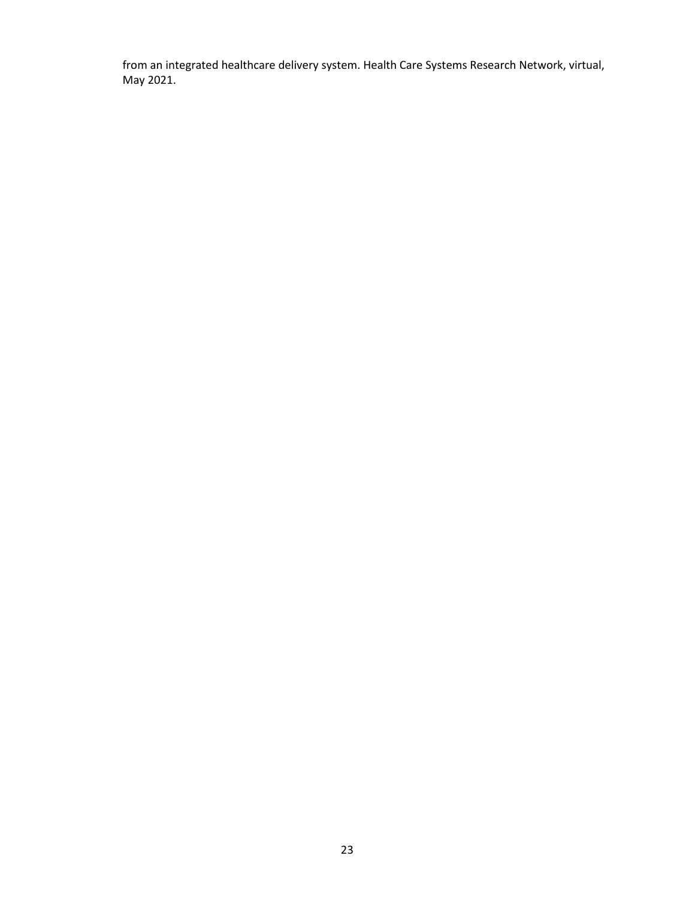from an integrated healthcare delivery system. Health Care Systems Research Network, virtual, May 2021.